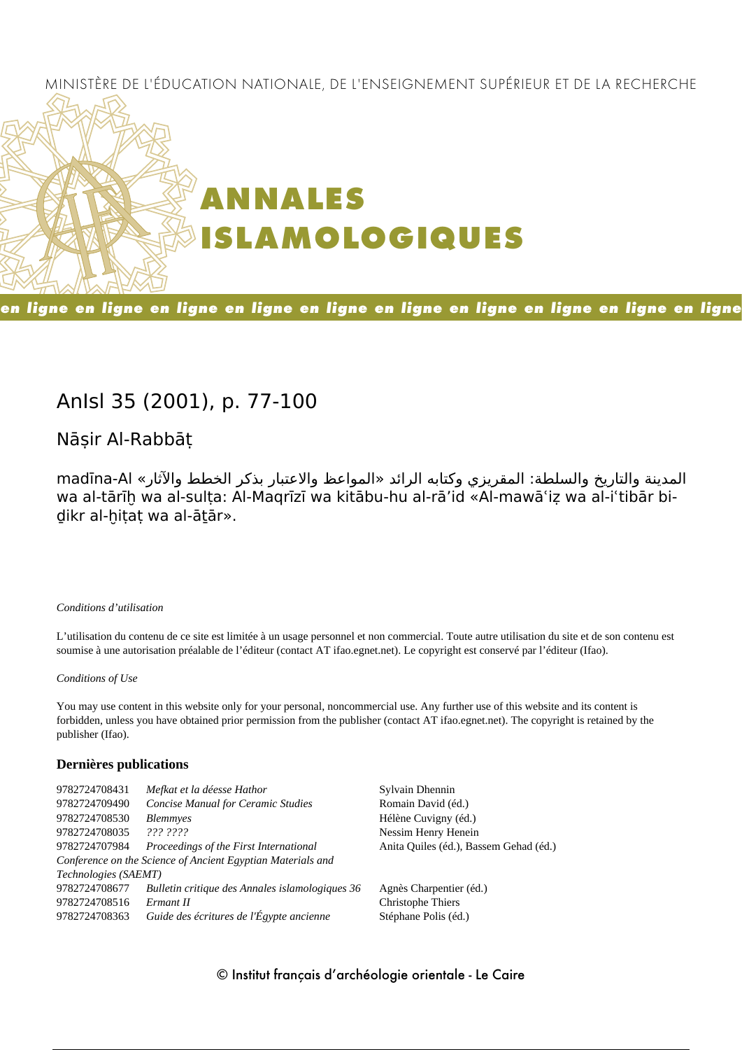MINISTÈRE DE L'ÉDUCATION NATIONALE, DE L'ENSEIGNEMENT SUPÉRIEUR ET DE LA RECHERCHE

# ANNALES ISLAMOLOGIQUES

**en ligne en ligne en ligne en ligne en ligne en ligne en ligne en ligne en ligne en ligne**

## AnIsl 35 (2001), p. 77-100

### Nāṣir Al-Rabbāṭ

المدينة والتاريخ والسلطة: المقريزي وكتابه الرائد «المواعظ والاعتبار بذكر الخطط والآثار» Al-madīna wa al-tārīḫ wa al-sulṭa: Al-Maqrīzī wa kitābu-hu al-rā'id «Al-mawāʿiẓ wa al-iʿtibār bi-ḏikr al-ḫiṭaṭ wa al-āṯār».

*Conditions d'utilisation*

L'utilisation du contenu de ce site est limitée à un usage personnel et non commercial. Toute autre utilisation du site et de son contenu est soumise à une autorisation préalable de l'éditeur (contact AT ifao.egnet.net). Le copyright est conservé par l'éditeur (Ifao).

*Conditions of Use*

You may use content in this website only for your personal, noncommercial use. Any further use of this website and its content is forbidden, unless you have obtained prior permission from the publisher (contact AT ifao.egnet.net). The copyright is retained by the publisher (Ifao).

**Dernières publications**

| | | |
|---|---|---|
| 9782724708431 | *Mefkat et la déesse Hathor* | Sylvain Dhennin |
| 9782724709490 | *Concise Manual for Ceramic Studies* | Romain David (éd.) |
| 9782724708530 | *Blemmyes* | Hélène Cuvigny (éd.) |
| 9782724708035 | *??? ????* | Nessim Henry Henein |
| 9782724707984 | *Proceedings of the First International Conference on the Science of Ancient Egyptian Materials and Technologies (SAEMT)* | Anita Quiles (éd.), Bassem Gehad (éd.) |
| 9782724708677 | *Bulletin critique des Annales islamologiques 36* | Agnès Charpentier (éd.) |
| 9782724708516 | *Ermant II* | Christophe Thiers |
| 9782724708363 | *Guide des écritures de l'Égypte ancienne* | Stéphane Polis (éd.) |

© Institut français d'archéologie orientale - Le Caire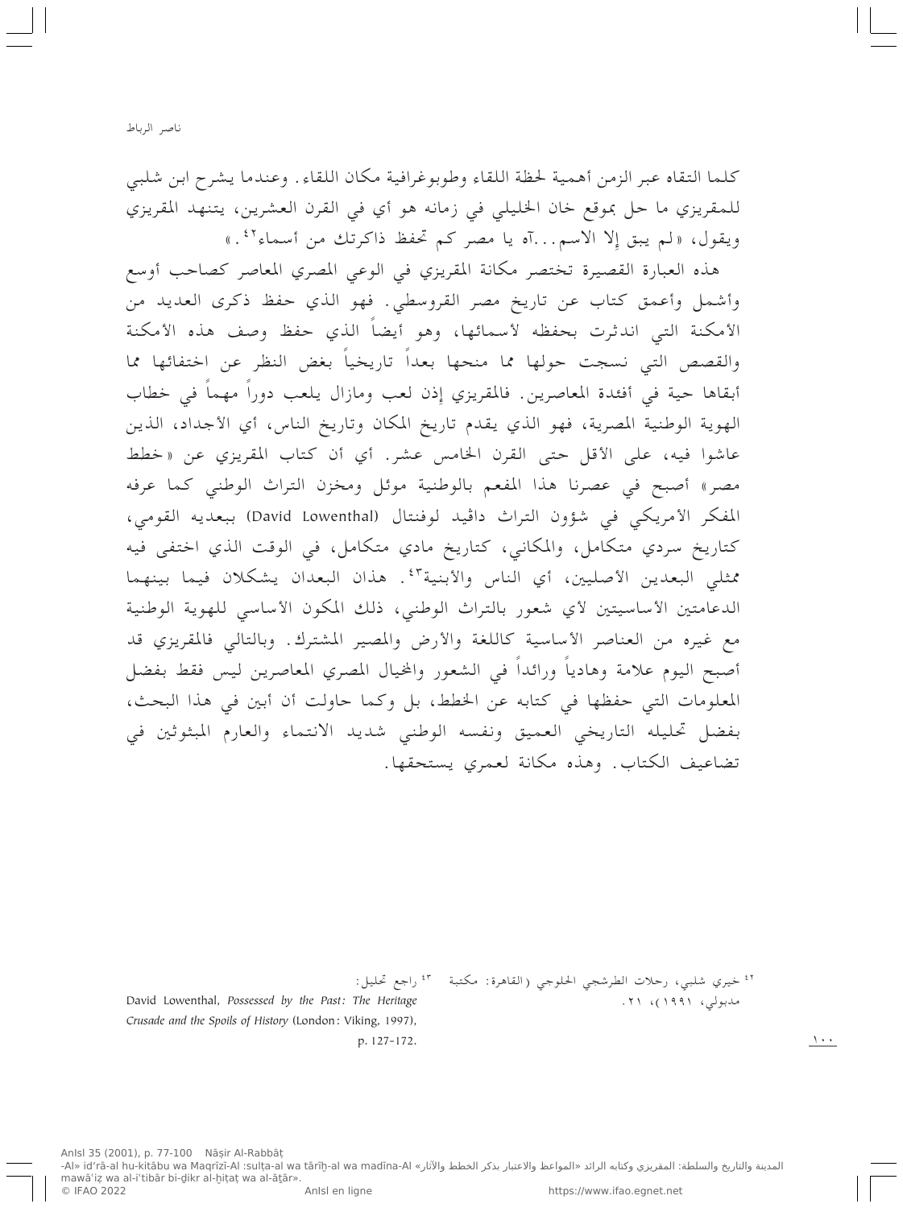كلما التقاه عبر الزمن أهمية لحظة اللقاء وطوبوغرافية مكان اللقاء. وعندما يشرح ابن شلبي للمقريزي ما حل بموقع خان الخليلي في زمانه هو أي في القرن العشرين، يتنهد المقريزي ويقول، «لم يبق إلا الاسم...آه يا مصر كم تحفظ ذاكرتك من أسماء[42].»

هذه العبارة القصيرة تختصر مكانة المقريزي في الوعي المصري المعاصر كصاحب أوسع وأشمل وأعمق كتاب عن تاريخ مصر القروسطي. فهو الذي حفظ ذكرى العديد من الأمكنة التي اندثرت بحفظه لأسمائها، وهو أيضاً الذي حفظ وصف هذه الأمكنة والقصص التي نسجت حولها مما منحها بعداً تاريخياً بغض النظر عن اختفائها مما أبقاها حية في أفئدة المعاصرين. فالمقريزي إذن لعب ومازال يلعب دوراً مهماً في خطاب الهوية الوطنية المصرية، فهو الذي يقدم تاريخ المكان وتاريخ الناس، أي الأجداد، الذين عاشوا فيه، على الأقل حتى القرن الخامس عشر. أي أن كتاب المقريزي عن «خطط مصر» أصبح في عصرنا هذا المفعم بالوطنية موئل ومخزن التراث الوطني كما عرفه المفكر الأمريكي في شؤون التراث داڤيد لوفنتال (David Lowenthal) ببعديه القومي، كتاريخ سردي متكامل، والمكاني، كتاريخ مادي متكامل، في الوقت الذي اختفى فيه ممثلي البعدين الأصليين، أي الناس والأبنية[43]. هذان البعدان يشكلان فيما بينهما الدعامتين الأساسيتين لأي شعور بالتراث الوطني، ذلك المكون الأساسي للهوية الوطنية مع غيره من العناصر الأساسية كاللغة والأرض والمصير المشترك. وبالتالي فالمقريزي قد أصبح اليوم علامة وهادياً ورائداً في الشعور والمخيال المصري المعاصرين ليس فقط بفضل المعلومات التي حفظها في كتابه عن الخطط، بل وكما حاولت أن أبين في هذا البحث، بفضل تحليله التاريخي العميق ونفسه الوطني شديد الانتماء والعارم المبثوثين في تضاعيف الكتاب. وهذه مكانة لعمري يستحقها.

---

[42] خيري شلبي، رحلات الطرشجي الحلوجي (القاهرة: مكتبة مدبولي، ١٩٩١)، ٢١.

[43] راجع تحليل: David Lowenthal, *Possessed by the Past: The Heritage Crusade and the Spoils of History* (London: Viking, 1997), p. 127-172.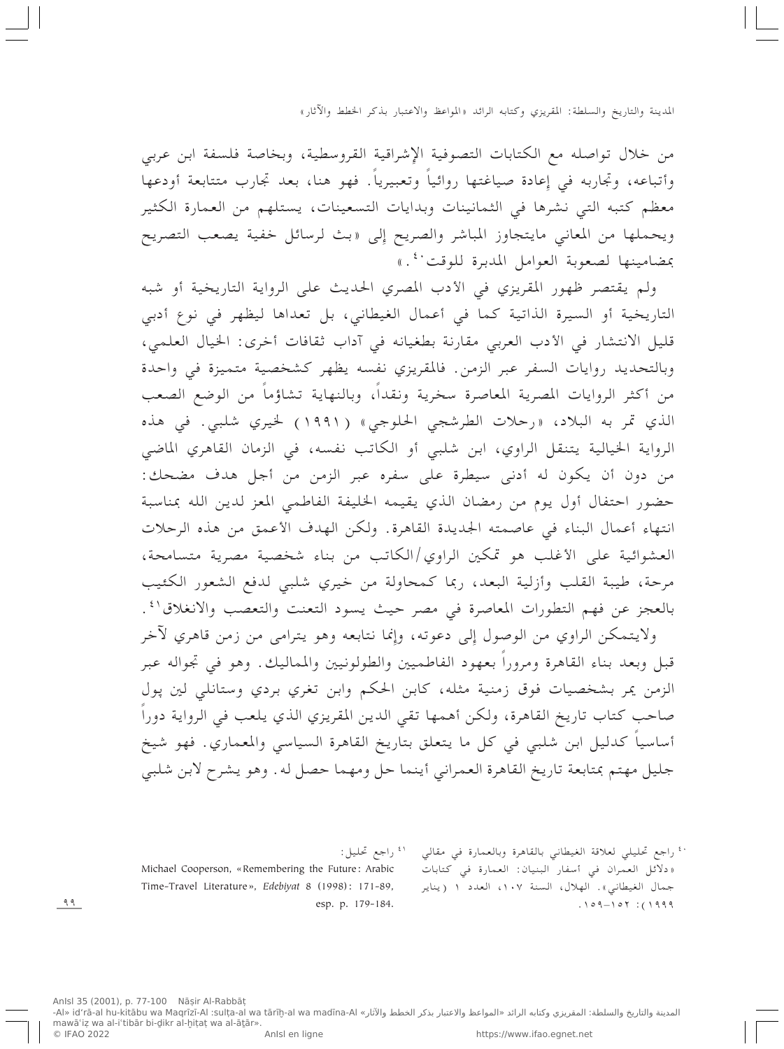من خلال تواصله مع الكتابات التصوفية الإشراقية القروسطية، وبخاصة فلسفة ابن عربي وأتباعه، وتجاربه في إعادة صياغتها روائياً وتعبيرياً. فهو هنا، بعد تجارب متتابعة أودعها معظم كتبه التي نشرها في الثمانينات وبدايات التسعينات، يستلهم من العمارة الكثير ويحملها من المعاني مايتجاوز المباشر والصريح إلى «بث لرسائل خفية يصعب التصريح بمضامينها لصعوبة العوامل المدبرة للوقت[٤٠].»

ولم يقتصر ظهور المقريزي في الأدب المصري الحديث على الرواية التاريخية أو شبه التاريخية أو السيرة الذاتية كما في أعمال الغيطاني، بل تعداها ليظهر في نوع أدبي قليل الانتشار في الأدب العربي مقارنة بطغيانه في آداب ثقافات أخرى: الخيال العلمي، وبالتحديد روايات السفر عبر الزمن. فالمقريزي نفسه يظهر كشخصية متميزة في واحدة من أكثر الروايات المصرية المعاصرة سخرية ونقداً، وبالنهاية تشاؤماً من الوضع الصعب الذي تمر به البلاد، «رحلات الطرشجي الحلوجي» (١٩٩١) لخيري شلبي. في هذه الرواية الخيالية يتنقل الراوي، ابن شلبي أو الكاتب نفسه، في الزمان القاهري الماضي من دون أن يكون له أدنى سيطرة على سفره عبر الزمن من أجل هدف مضحك: حضور احتفال أول يوم من رمضان الذي يقيمه الخليفة الفاطمي المعز لدين الله بمناسبة انتهاء أعمال البناء في عاصمته الجديدة القاهرة. ولكن الهدف الأعمق من هذه الرحلات العشوائية على الأغلب هو تمكين الراوي/الكاتب من بناء شخصية مصرية متسامحة، مرحة، طيبة القلب وأزلية البعد، ربما كمحاولة من خيري شلبي لدفع الشعور الكئيب بالعجز عن فهم التطورات المعاصرة في مصر حيث يسود التعنت والتعصب والانغلاق[٤١].

ولايتمكن الراوي من الوصول إلى دعوته، وإنما نتابعه وهو يترامى من زمن قاهري لآخر قبل وبعد بناء القاهرة ومروراً بعهود الفاطميين والطولونيين والمماليك. وهو في تجواله عبر الزمن يمر بشخصيات فوق زمنية مثله، كابن الحكم وابن تغري بردي وستانلي لين پول صاحب كتاب تاريخ القاهرة، ولكن أهمها تقي الدين المقريزي الذي يلعب في الرواية دوراً أساسياً كدليل ابن شلبي في كل ما يتعلق بتاريخ القاهرة السياسي والمعماري. فهو شيخ جليل مهتم بمتابعة تاريخ القاهرة العمراني أينما حل ومهما حصل له. وهو يشرح لابن شلبي

---

[٤٠] راجع تحليلي لعلاقة الغيطاني بالقاهرة وبالعمارة في مقالي «دلائل العمران في أسفار البنيان: العمارة في كتابات جمال الغيطاني». الهلال، السنة ١٠٧، العدد ١ (يناير ١٩٩٩): ١٥٢–١٥٩.

[٤١] راجع تحليل:
Michael Cooperson, «Remembering the Future: Arabic Time-Travel Literature», *Edebiyat* 8 (1998): 171-89, esp. p. 179-184.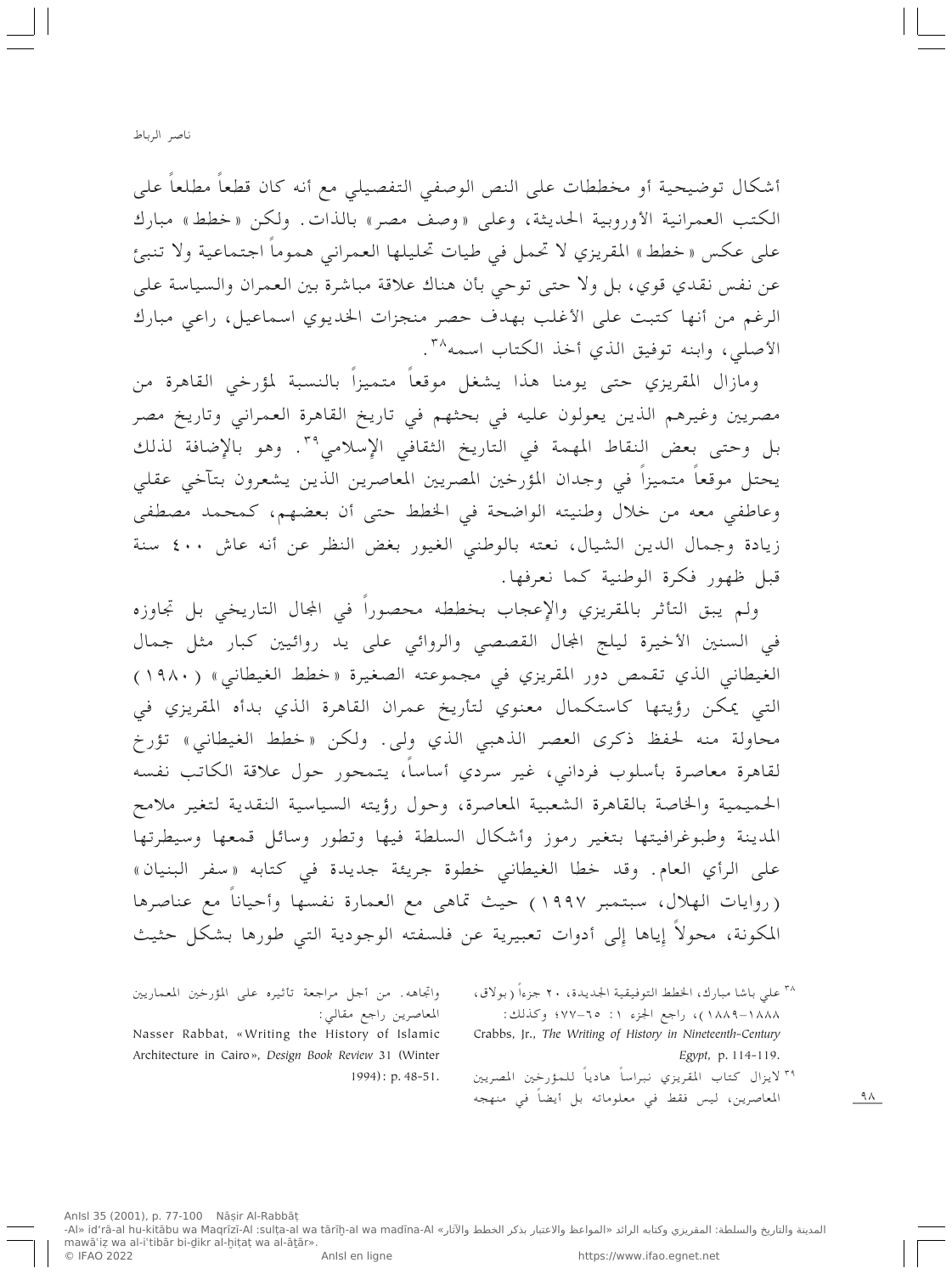أشكال توضيحية أو مخططات على النص الوصفي التفصيلي مع أنه كان قطعاً مطلعاً على الكتب العمرانية الأوروبية الحديثة، وعلى «وصف مصر» بالذات. ولكن «خطط» مبارك على عكس «خطط» المقريزي لا تحمل في طيات تحليلها العمراني هموماً اجتماعية ولا تنبئ عن نفس نقدي قوي، بل ولا حتى توحي بأن هناك علاقة مباشرة بين العمران والسياسة على الرغم من أنها كتبت على الأغلب بهدف حصر منجزات الخديوي اسماعيل، راعي مبارك الأصلي، وابنه توفيق الذي أخذ الكتاب اسمه[٣٨].

ومازال المقريزي حتى يومنا هذا يشغل موقعاً متميزاً بالنسبة لمؤرخي القاهرة من مصريين وغيرهم الذين يعولون عليه في بحثهم في تاريخ القاهرة العمراني وتاريخ مصر بل وحتى بعض النقاط المهمة في التاريخ الثقافي الإسلامي[٣٩]. وهو بالإضافة لذلك يحتل موقعاً متميزاً في وجدان المؤرخين المصريين المعاصرين الذين يشعرون بتآخي عقلي وعاطفي معه من خلال وطنيته الواضحة في الخطط حتى أن بعضهم، كمحمد مصطفى زيادة وجمال الدين الشيال، نعته بالوطني الغيور بغض النظر عن أنه عاش ٤٠٠ سنة قبل ظهور فكرة الوطنية كما نعرفها.

ولم يبق التأثر بالمقريزي والإعجاب بخططه محصوراً في المجال التاريخي بل تجاوزه في السنين الأخيرة ليلج المجال القصصي والروائي على يد روائيين كبار مثل جمال الغيطاني الذي تقمص دور المقريزي في مجموعته الصغيرة «خطط الغيطاني» (١٩٨٠) التي يمكن رؤيتها كاستكمال معنوي لتأريخ عمران القاهرة الذي بدأه المقريزي في محاولة منه لحفظ ذكرى العصر الذهبي الذي ولى. ولكن «خطط الغيطاني» تؤرخ لقاهرة معاصرة بأسلوب فرداني، غير سردي أساساً، يتمحور حول علاقة الكاتب نفسه الحميمية والخاصة بالقاهرة الشعبية المعاصرة، وحول رؤيته السياسية النقدية لتغير ملامح المدينة وطبوغرافيتها بتغير رموز وأشكال السلطة فيها وتطور وسائل قمعها وسيطرتها على الرأي العام. وقد خطا الغيطاني خطوة جريئة جديدة في كتابه «سفر البنيان» (روايات الهلال، سبتمبر ١٩٩٧) حيث تماهى مع العمارة نفسها وأحياناً مع عناصرها المكونة، محولاً إياها إلى أدوات تعبيرية عن فلسفته الوجودية التي طورها بشكل حثيث

---

[٣٨] علي باشا مبارك، الخطط التوفيقية الجديدة، ٢٠ جزءاً (بولاق، ١٨٨٨–١٨٨٩)، راجع الجزء ١: ٦٥–٧٧؛ وكذلك: Crabbs, Jr., *The Writing of History in Nineteenth-Century Egypt*, p. 114-119.

[٣٩] لايزال كتاب المقريزي نبراساً هادياً للمؤرخين المصريين المعاصرين، ليس فقط في معلوماته بل أيضاً في منهجه واتجاهه. من أجل مراجعة تأثيره على المؤرخين المعماريين المعاصرين راجع مقالي: Nasser Rabbat, «Writing the History of Islamic Architecture in Cairo», *Design Book Review* 31 (Winter 1994): p. 48-51.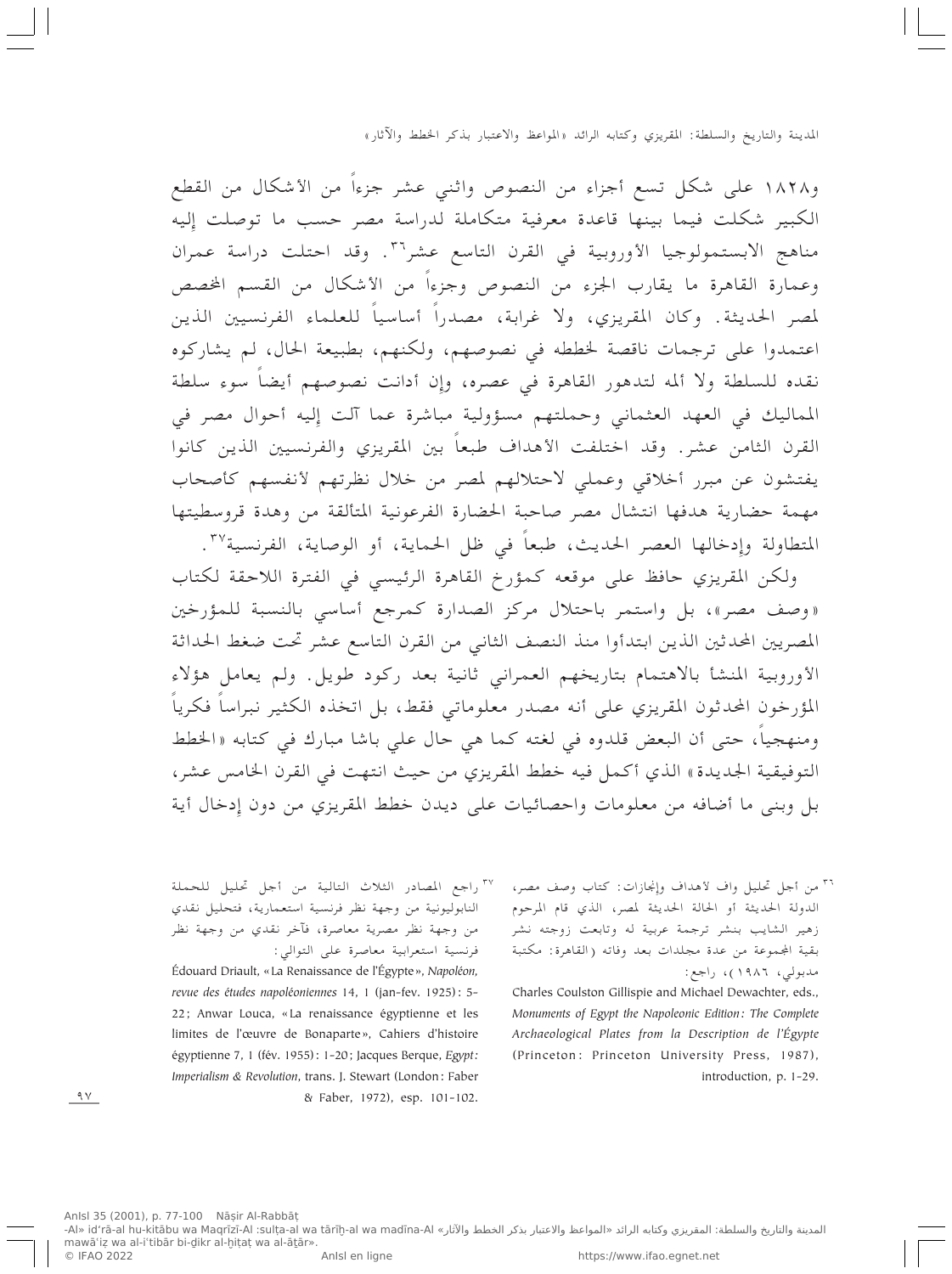و١٨٢٨ على شكل تسع أجزاء من النصوص واثني عشر جزءاً من الأشكال من القطع الكبير شكلت فيما بينها قاعدة معرفية متكاملة لدراسة مصر حسب ما توصلت إليه مناهج الابستمولوجيا الأوروبية في القرن التاسع عشر[٣٦]. وقد احتلت دراسة عمران وعمارة القاهرة ما يقارب الجزء من النصوص وجزءاً من الأشكال من القسم المخصص لمصر الحديثة. وكان المقريزي، ولا غرابة، مصدراً أساسياً للعلماء الفرنسيين الذين اعتمدوا على ترجمات ناقصة لخططه في نصوصهم، ولكنهم، بطبيعة الحال، لم يشاركوه نقده للسلطة ولا ألمه لتدهور القاهرة في عصره، وإن أدانت نصوصهم أيضاً سوء سلطة المماليك في العهد العثماني وحملتهم مسؤولية مباشرة عما آلت إليه أحوال مصر في القرن الثامن عشر. وقد اختلفت الأهداف طبعاً بين المقريزي والفرنسيين الذين كانوا يفتشون عن مبرر أخلاقي وعملي لاحتلالهم لمصر من خلال نظرتهم لأنفسهم كأصحاب مهمة حضارية هدفها انتشال مصر صاحبة الحضارة الفرعونية المتألقة من وهدة قروسطيتها المتطاولة وإدخالها العصر الحديث، طبعاً في ظل الحماية، أو الوصاية، الفرنسية[٣٧].

ولكن المقريزي حافظ على موقعه كمؤرخ القاهرة الرئيسي في الفترة اللاحقة لكتاب «وصف مصر»، بل واستمر باحتلال مركز الصدارة كمرجع أساسي بالنسبة للمؤرخين المصريين المحدثين الذين ابتدأوا منذ النصف الثاني من القرن التاسع عشر تحت ضغط الحداثة الأوروبية المنشأ بالاهتمام بتاريخهم العمراني ثانية بعد ركود طويل. ولم يعامل هؤلاء المؤرخون المحدثون المقريزي على أنه مصدر معلوماتي فقط، بل اتخذه الكثير نبراساً فكرياً ومنهجياً، حتى أن البعض قلدوه في لغته كما هي حال علي باشا مبارك في كتابه «الخطط التوفيقية الجديدة» الذي أكمل فيه خطط المقريزي من حيث انتهت في القرن الخامس عشر، بل وبنى ما أضافه من معلومات واحصائيات على ديدن خطط المقريزي من دون إدخال أية

---

[٣٦] من أجل تحليل واف لأهداف وإنجازات: كتاب وصف مصر، الدولة الحديثة أو الحالة الحديثة لمصر، الذي قام المرحوم زهير الشايب بنشر ترجمة عربية له وتابعت زوجته نشر بقية المجموعة من عدة مجلدات بعد وفاته (القاهرة: مكتبة مدبولي، ١٩٨٦)، راجع:
Charles Coulston Gillispie and Michael Dewachter, eds., *Monuments of Egypt the Napoleonic Edition: The Complete Archaeological Plates from la Description de l'Égypte* (Princeton: Princeton University Press, 1987), introduction, p. 1-29.

[٣٧] راجع المصادر الثلاث التالية من أجل تحليل للحملة النابوليونية من وجهة نظر فرنسية استعمارية، فتحليل نقدي من وجهة نظر مصرية معاصرة، فآخر نقدي من وجهة نظر فرنسية استعرابية معاصرة على التوالي:
Édouard Driault, «La Renaissance de l'Égypte», *Napoléon, revue des études napoléoniennes* 14, 1 (jan-fev. 1925): 5-22; Anwar Louca, «La renaissance égyptienne et les limites de l'œuvre de Bonaparte», Cahiers d'histoire égyptienne 7, 1 (fév. 1955): 1-20; Jacques Berque, *Egypt: Imperialism & Revolution*, trans. J. Stewart (London: Faber & Faber, 1972), esp. 101-102.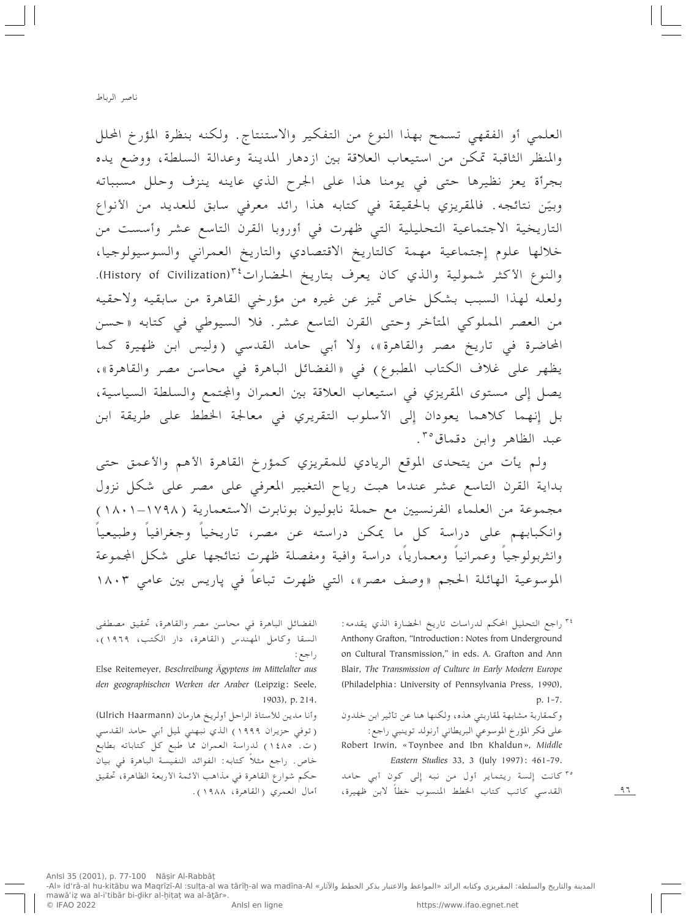العلمي أو الفقهي تسمح بهذا النوع من التفكير والاستنتاج. ولكنه بنظرة المؤرخ المحلل والمنظر الثاقبة تمكن من استيعاب العلاقة بين ازدهار المدينة وعدالة السلطة، ووضع يده بجرأة يعز نظيرها حتى في يومنا هذا على الجرح الذي عاينه ينزف وحلل مسبباته وبيّن نتائجه. فالمقريزي بالحقيقة في كتابه هذا رائد معرفي سابق للعديد من الأنواع التاريخية الاجتماعية التحليلية التي ظهرت في أوروبا القرن التاسع عشر وأسست من خلالها علوم إجتماعية مهمة كالتاريخ الاقتصادي والتاريخ العمراني والسوسيولوجيا، والنوع الأكثر شمولية والذي كان يعرف بتاريخ الحضارات[34] (History of Civilization). ولعله لهذا السبب بشكل خاص تميز عن غيره من مؤرخي القاهرة من سابقيه ولاحقيه من العصر المملوكي المتأخر وحتى القرن التاسع عشر. فلا السيوطي في كتابه «حسن المحاضرة في تاريخ مصر والقاهرة»، ولا أبي حامد القدسي (وليس ابن ظهيرة كما يظهر على غلاف الكتاب المطبوع) في «الفضائل الباهرة في محاسن مصر والقاهرة»، يصل إلى مستوى المقريزي في استيعاب العلاقة بين العمران والمجتمع والسلطة السياسية، بل إنهما كلاهما يعودان إلى الأسلوب التقريري في معالجة الخطط على طريقة ابن عبد الظاهر وابن دقماق[35].

ولم يأت من يتحدى الموقع الريادي للمقريزي كمؤرخ القاهرة الأهم والأعمق حتى بداية القرن التاسع عشر عندما هبت رياح التغيير المعرفي على مصر على شكل نزول مجموعة من العلماء الفرنسيين مع حملة نابوليون بونابرت الاستعمارية (١٧٩٨–١٨٠١) وانكبابهم على دراسة كل ما يمكن دراسته عن مصر، تاريخياً وجغرافياً وطبيعياً وانثربولوجياً وعمرانياً ومعمارياً، دراسة وافية ومفصلة ظهرت نتائجها على شكل المجموعة الموسوعية الهائلة الحجم «وصف مصر»، التي ظهرت تباعاً في پاريس بين عامي ١٨٠٣

---

[34] راجع التحليل المحكم لدراسات تاريخ الحضارة الذي يقدمه: Anthony Grafton, "Introduction: Notes from Underground on Cultural Transmission," in eds. A. Grafton and Ann Blair, *The Transmission of Culture in Early Modern Europe* (Philadelphia: University of Pennsylvania Press, 1990), p. 1-7.

وكمقاربة مشابهة لمقاربتي هذه، ولكنها هنا عن تأثير ابن خلدون على فكر المؤرخ الموسوعي البريطاني أرنولد توينبي راجع: Robert Irwin, «Toynbee and Ibn Khaldun», *Middle Eastern Studies* 33, 3 (July 1997): 461-79.

[35] كانت إلسة ريتماير أول من نبه إلى كون أبي حامد القدسي كاتب كتاب الخطط المنسوب خطأً لابن ظهيرة، الفضائل الباهرة في محاسن مصر والقاهرة، تحقيق مصطفى السقا وكامل المهندس (القاهرة، دار الكتب، ١٩٦٩)، راجع:

Else Reitemeyer, *Beschreibung Ägyptens im Mittelalter aus den geographischen Werken der Araber* (Leipzig: Seele, 1903), p. 214.

وأنا مدين للأستاذ الراحل أولريخ هارمان (Ulrich Haarmann) (توفي حزيران ١٩٩٩) الذي نبهني لميل أبي حامد القدسي (ت. ١٤٨٥) لدراسة العمران مما طبع كل كتاباته بطابع خاص. راجع مثلاً كتابه: الفوائد النفيسة الباهرة في بيان حكم شوارع القاهرة في مذاهب الأئمة الأربعة الظاهرة، تحقيق آمال العمري (القاهرة، ١٩٨٨).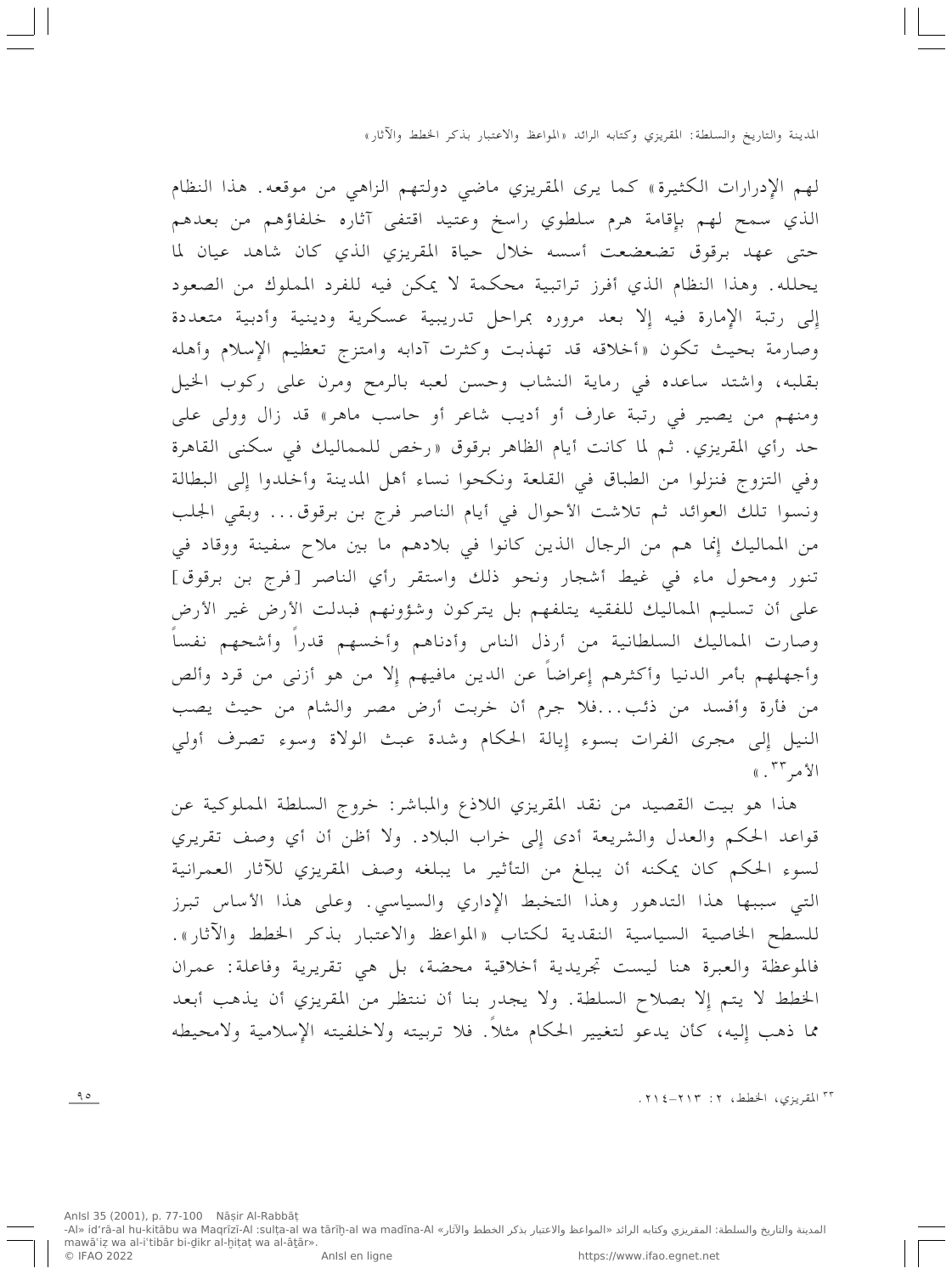لهم الإدرارات الكثيرة» كما يرى المقريزي ماضي دولتهم الزاهي من موقعه. هذا النظام الذي سمح لهم بإقامة هرم سلطوي راسخ وعتيد اقتفى آثاره خلفاؤهم من بعدهم حتى عهد برقوق تضعضعت أسسه خلال حياة المقريزي الذي كان شاهد عيان لما يحلله. وهذا النظام الذي أفرز تراتبية محكمة لا يمكن فيه للفرد المملوك من الصعود إلى رتبة الإمارة فيه إلا بعد مروره بمراحل تدريبية عسكرية ودينية وأدبية متعددة وصارمة بحيث تكون «أخلاقه قد تهذبت وكثرت آدابه وامتزج تعظيم الإسلام وأهله بقلبه، واشتد ساعده في رماية النشاب وحسن لعبه بالرمح ومرن على ركوب الخيل ومنهم من يصير في رتبة عارف أو أديب شاعر أو حاسب ماهر» قد زال وولى على حد رأي المقريزي. ثم لما كانت أيام الظاهر برقوق «رخص للمماليك في سكنى القاهرة وفي التزوج فنزلوا من الطباق في القلعة ونكحوا نساء أهل المدينة وأخلدوا إلى البطالة ونسوا تلك العوائد ثم تلاشت الأحوال في أيام الناصر فرج بن برقوق... وبقي الجلب من المماليك إنما هم من الرجال الذين كانوا في بلادهم ما بين ملاح سفينة ووقاد في تنور ومحول ماء في غيط أشجار ونحو ذلك واستقر رأي الناصر [فرج بن برقوق] على أن تسليم المماليك للفقيه يتلفهم بل يتركون وشؤونهم فبدلت الأرض غير الأرض وصارت المماليك السلطانية من أرذل الناس وأدناهم وأخسهم قدراً وأشحهم نفساً وأجهلهم بأمر الدنيا وأكثرهم إعراضاً عن الدين مافيهم إلا من هو أزنى من قرد وألص من فأرة وأفسد من ذئب...فلا جرم أن خربت أرض مصر والشام من حيث يصب النيل إلى مجرى الفرات بسوء إيالة الحكام وشدة عبث الولاة وسوء تصرف أولي الأمر[٣٣].»

هذا هو بيت القصيد من نقد المقريزي اللاذع والمباشر: خروج السلطة المملوكية عن قواعد الحكم والعدل والشريعة أدى إلى خراب البلاد. ولا أظن أن أي وصف تقريري لسوء الحكم كان يمكنه أن يبلغ من التأثير ما يبلغه وصف المقريزي للآثار العمرانية التي سببها هذا التدهور وهذا التخبط الإداري والسياسي. وعلى هذا الأساس تبرز للسطح الخاصية السياسية النقدية لكتاب «المواعظ والاعتبار بذكر الخطط والآثار». فالموعظة والعبرة هنا ليست تجريدية أخلاقية محضة، بل هي تقريرية وفاعلة: عمران الخطط لا يتم إلا بصلاح السلطة. ولا يجدر بنا أن ننتظر من المقريزي أن يذهب أبعد مما ذهب إليه، كأن يدعو لتغيير الحكام مثلاً. فلا تربيته ولاخلفيته الإسلامية ولامحيطه

[٣٣] المقريزي، الخطط، ٢: ٢١٣–٢١٤.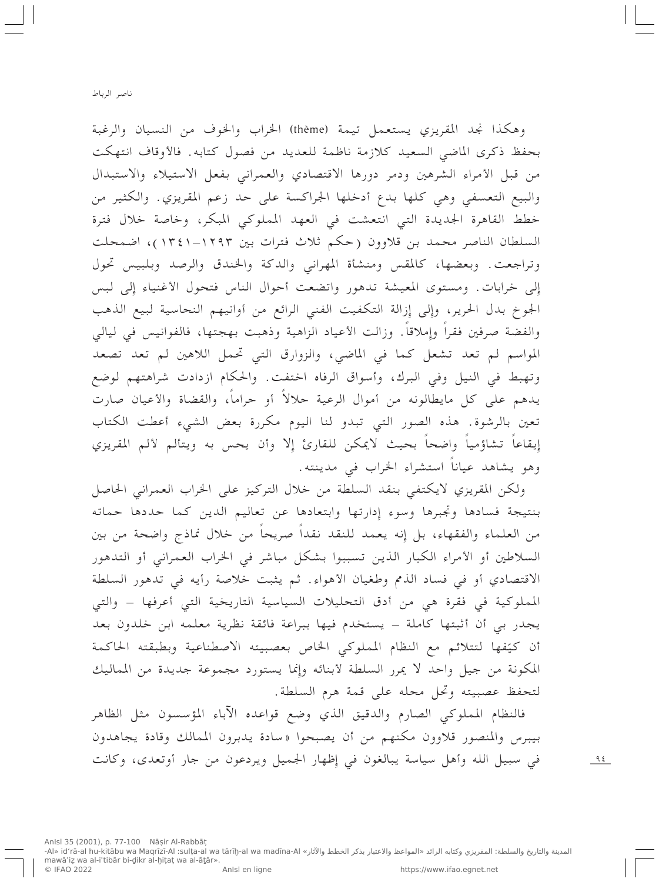وهكذا نجد المقريزي يستعمل تيمة (thème) الخراب والخوف من النسيان والرغبة بحفظ ذكرى الماضي السعيد كلازمة ناظمة للعديد من فصول كتابه. فالأوقاف انتهكت من قبل الأمراء الشرهين ودمر دورها الاقتصادي والعمراني بفعل الاستيلاء والاستبدال والبيع التعسفي وهي كلها بدع أدخلها الجراكسة على حد زعم المقريزي. والكثير من خطط القاهرة الجديدة التي انتعشت في العهد المملوكي المبكر، وخاصة خلال فترة السلطان الناصر محمد بن قلاوون (حكم ثلاث فترات بين ١٢٩٣–١٣٤١)، اضمحلت وتراجعت. وبعضها، كالمقس ومنشأة المهراني والدكة والخندق والرصد وبلبيس تحول إلى خرابات. ومستوى المعيشة تدهور واتضعت أحوال الناس فتحول الأغنياء إلى لبس الجوخ بدل الحرير، وإلى إزالة التكفيت الفني الرائع من أوانيهم النحاسية لبيع الذهب والفضة صرفين فقراً وإملاقاً. وزالت الأعياد الزاهية وذهبت بهجتها، فالفوانيس في ليالي المواسم لم تعد تشعل كما في الماضي، والزوارق التي تحمل اللاهين لم تعد تصعد وتهبط في النيل وفي البرك، وأسواق الرفاه اختفت. والحكام ازدادت شراهتهم لوضع يدهم على كل مايطالونه من أموال الرعية حلالاً أو حراماً، والقضاة والأعيان صارت تعين بالرشوة. هذه الصور التي تبدو لنا اليوم مكررة بعض الشيء أعطت الكتاب إيقاعاً تشاؤمياً واضحاً بحيث لايمكن للقارئ إلا وأن يحس به ويتألم لألم المقريزي وهو يشاهد عياناً استشراء الخراب في مدينته.

ولكن المقريزي لايكتفي بنقد السلطة من خلال التركيز على الخراب العمراني الحاصل بنتيجة فسادها وتجبرها وسوء إدارتها وابتعادها عن تعاليم الدين كما حددها حماته من العلماء والفقهاء، بل إنه يعمد للنقد نقداً صريحاً من خلال نماذج واضحة من بين السلاطين أو الأمراء الكبار الذين تسببوا بشكل مباشر في الخراب العمراني أو التدهور الاقتصادي أو في فساد الذمم وطغيان الأهواء. ثم يثبت خلاصة رأيه في تدهور السلطة المملوكية في فقرة هي من أدق التحليلات السياسية التاريخية التي أعرفها – والتي يجدر بي أن أثبتها كاملة – يستخدم فيها ببراعة فائقة نظرية معلمه ابن خلدون بعد أن كيّفها لتتلائم مع النظام المملوكي الخاص بعصبيته الاصطناعية وبطبقته الحاكمة المكونة من جيل واحد لا يمرر السلطة لأبنائه وإنما يستورد مجموعة جديدة من المماليك لتحفظ عصبيته وتحل محله على قمة هرم السلطة.

فالنظام المملوكي الصارم والدقيق الذي وضع قواعده الآباء المؤسسون مثل الظاهر بيبرس والمنصور قلاوون مكنهم من أن يصبحوا «سادة يدبرون الممالك وقادة يجاهدون في سبيل الله وأهل سياسة يبالغون في إظهار الجميل ويردعون من جار أوتعدى، وكانت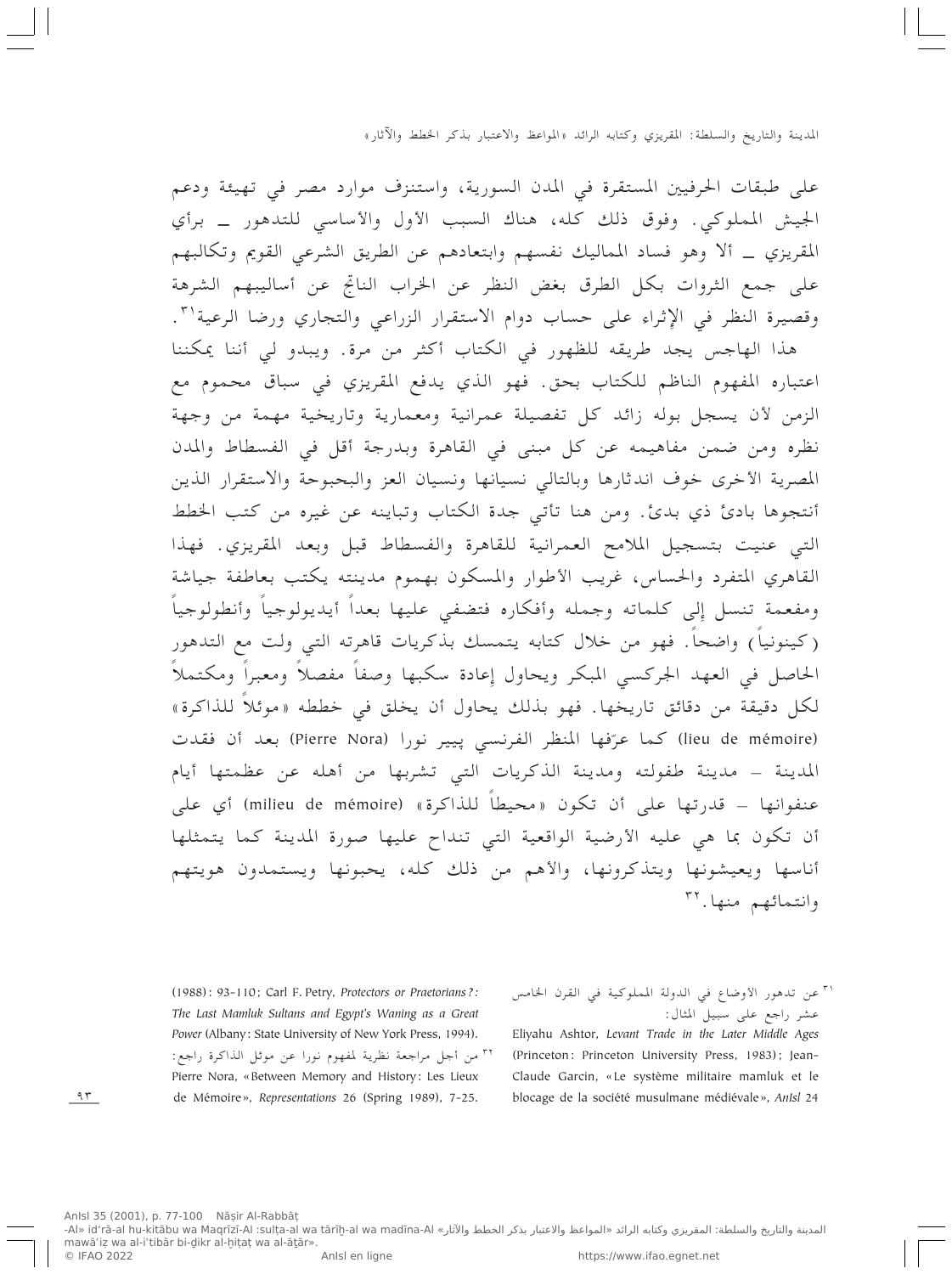على طبقات الحرفيين المستقرة في المدن السورية، واستنزف موارد مصر في تهيئة ودعم الجيش المملوكي. وفوق ذلك كله، هناك السبب الأول والأساسي للتدهور ــ برأي المقريزي ــ ألا وهو فساد المماليك نفسهم وابتعادهم عن الطريق الشرعي القويم وتكالبهم على جمع الثروات بكل الطرق بغض النظر عن الخراب الناتج عن أساليبهم الشرهة وقصيرة النظر في الإثراء على حساب دوام الاستقرار الزراعي والتجاري ورضا الرعية[٣١].

هذا الهاجس يجد طريقه للظهور في الكتاب أكثر من مرة. ويبدو لي أننا يمكننا اعتباره المفهوم الناظم للكتاب بحق. فهو الذي يدفع المقريزي في سباق محموم مع الزمن لأن يسجل بوله زائد كل تفصيلة عمرانية ومعمارية وتاريخية مهمة من وجهة نظره ومن ضمن مفاهيمه عن كل مبنى في القاهرة وبدرجة أقل في الفسطاط والمدن المصرية الأخرى خوف اندثارها وبالتالي نسيانها ونسيان العز والبحبوحة والاستقرار الذين أنتجوها بادئ ذي بدئ. ومن هنا تأتي جدة الكتاب وتباينه عن غيره من كتب الخطط التي عنيت بتسجيل الملامح العمرانية للقاهرة والفسطاط قبل وبعد المقريزي. فهذا القاهري المتفرد والحساس، غريب الأطوار والمسكون بهموم مدينته يكتب بعاطفة جياشة ومفعمة تنسل إلى كلماته وجمله وأفكاره فتضفي عليها بعداً أيديولوجياً وأنطولوجياً (كينونياً) واضحاً. فهو من خلال كتابه يتمسك بذكريات قاهرته التي ولت مع التدهور الحاصل في العهد الجركسي المبكر ويحاول إعادة سكبها وصفاً مفصلاً ومعبراً ومكتملاً لكل دقيقة من دقائق تاريخها. فهو بذلك يحاول أن يخلق في خططه «موئلاً للذاكرة» (lieu de mémoire) كما عرّفها المنظر الفرنسي پيير نورا (Pierre Nora) بعد أن فقدت المدينة – مدينة طفولته ومدينة الذكريات التي تشربها من أهله عن عظمتها أيام عنفوانها – قدرتها على أن تكون «محيطاً للذاكرة» (milieu de mémoire) أي على أن تكون بما هي عليه الأرضية الواقعية التي تنداح عليها صورة المدينة كما يتمثلها أناسها ويعيشونها ويتذكرونها، والأهم من ذلك كله، يحبونها ويستمدون هويتهم وانتمائهم منها.[٣٢]

---

[٣١] عن تدهور الأوضاع في الدولة المملوكية في القرن الخامس عشر راجع على سبيل المثال:
Eliyahu Ashtor, *Levant Trade in the Later Middle Ages* (Princeton: Princeton University Press, 1983); Jean-Claude Garcin, «Le système militaire mamluk et le blocage de la société musulmane médiévale», *AnIsl* 24 (1988): 93-110; Carl F. Petry, *Protectors or Praetorians?: The Last Mamluk Sultans and Egypt's Waning as a Great Power* (Albany: State University of New York Press, 1994).

[٣٢] من أجل مراجعة نظرية لمفهوم نورا عن موئل الذاكرة راجع:
Pierre Nora, «Between Memory and History: Les Lieux de Mémoire», *Representations* 26 (Spring 1989), 7-25.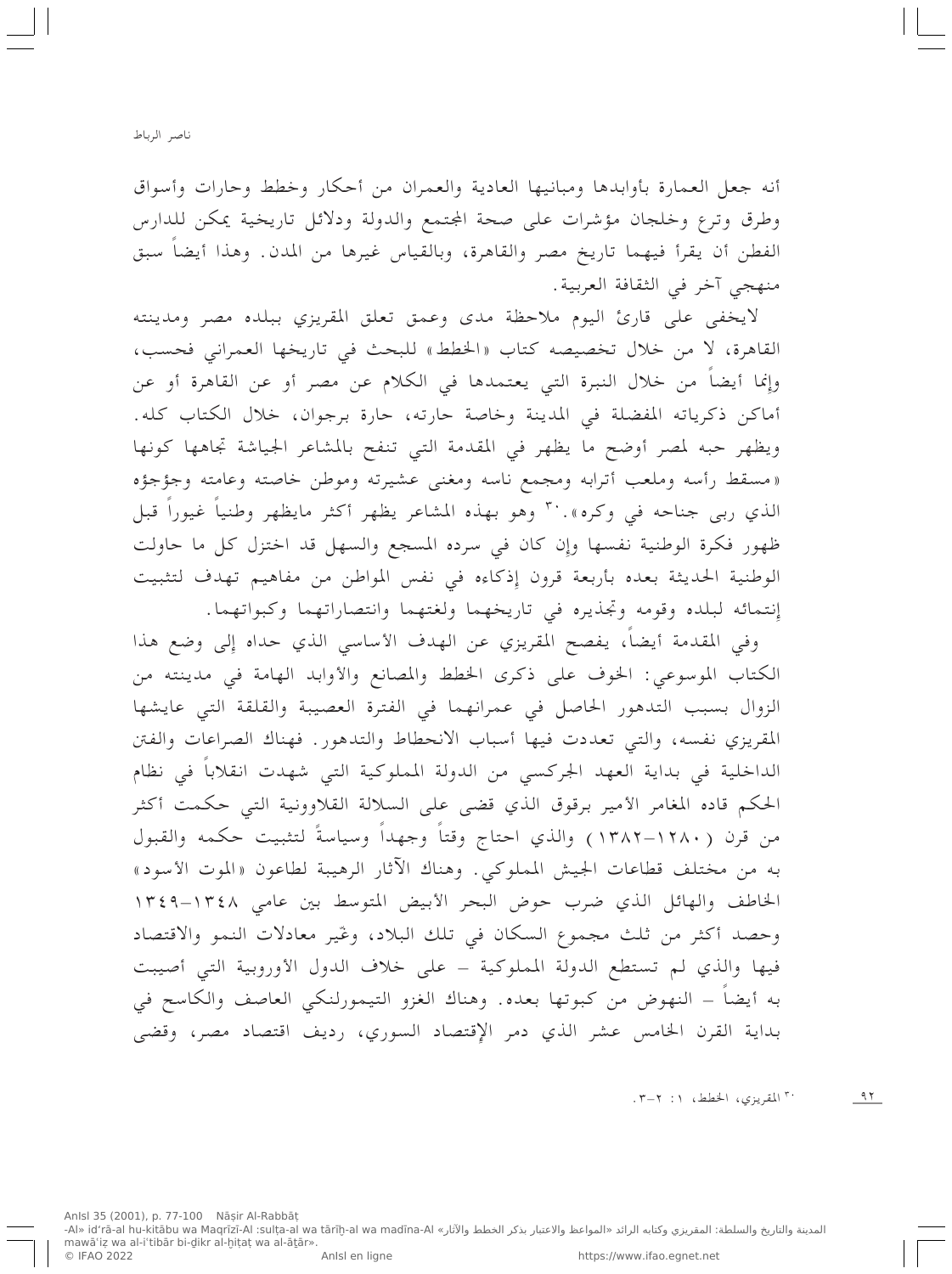أنه جعل العمارة بأوابدها ومبانيها العادية والعمران من أحكار وخطط وحارات وأسواق وطرق وترع وخلجان مؤشرات على صحة المجتمع والدولة ودلائل تاريخية يمكن للدارس الفطن أن يقرأ فيهما تاريخ مصر والقاهرة، وبالقياس غيرها من المدن. وهذا أيضاً سبق منهجي آخر في الثقافة العربية.

لايخفى على قارئ اليوم ملاحظة مدى وعمق تعلق المقريزي ببلده مصر ومدينته القاهرة، لا من خلال تخصيصه كتاب «الخطط» للبحث في تاريخها العمراني فحسب، وإنما أيضاً من خلال النبرة التي يعتمدها في الكلام عن مصر أو عن القاهرة أو عن أماكن ذكرياته المفضلة في المدينة وخاصة حارته، حارة برجوان، خلال الكتاب كله. ويظهر حبه لمصر أوضح ما يظهر في المقدمة التي تنفح بالمشاعر الجياشة تجاهها كونها «مسقط رأسه وملعب أترابه ومجمع ناسه ومغنى عشيرته وموطن خاصته وعامته وجؤجؤه الذي ربى جناحه في وكره».[30] وهو بهذه المشاعر يظهر أكثر مايظهر وطنياً غيوراً قبل ظهور فكرة الوطنية نفسها وإن كان في سرده المسجع والسهل قد اختزل كل ما حاولت الوطنية الحديثة بعده بأربعة قرون إذكاءه في نفس المواطن من مفاهيم تهدف لتثبيت إنتمائه لبلده وقومه وتجذيره في تاريخهما ولغتهما وانتصاراتهما وكبواتهما.

وفي المقدمة أيضاً، يفصح المقريزي عن الهدف الأساسي الذي حداه إلى وضع هذا الكتاب الموسوعي: الخوف على ذكرى الخطط والمصانع والأوابد الهامة في مدينته من الزوال بسبب التدهور الحاصل في عمرانهما في الفترة العصيبة والقلقة التي عايشها المقريزي نفسه، والتي تعددت فيها أسباب الانحطاط والتدهور. فهناك الصراعات والفتن الداخلية في بداية العهد الجركسي من الدولة المملوكية التي شهدت انقلاباً في نظام الحكم قاده المغامر الأمير برقوق الذي قضى على السلالة القلاوونية التي حكمت أكثر من قرن (١٢٨٠-١٣٨٢) والذي احتاج وقتاً وجهداً وسياسةً لتثبيت حكمه والقبول به من مختلف قطاعات الجيش المملوكي. وهناك الآثار الرهيبة لطاعون «الموت الأسود» الخاطف والهائل الذي ضرب حوض البحر الأبيض المتوسط بين عامي ١٣٤٨-١٣٤٩ وحصد أكثر من ثلث مجموع السكان في تلك البلاد، وغيّر معادلات النمو والاقتصاد فيها والذي لم تستطع الدولة المملوكية - على خلاف الدول الأوروبية التي أصيبت به أيضاً - النهوض من كبوتها بعده. وهناك الغزو التيمورلنكي العاصف والكاسح في بداية القرن الخامس عشر الذي دمر الإقتصاد السوري، رديف اقتصاد مصر، وقضى

[30] المقريزي، الخطط، ١: ٢-٣.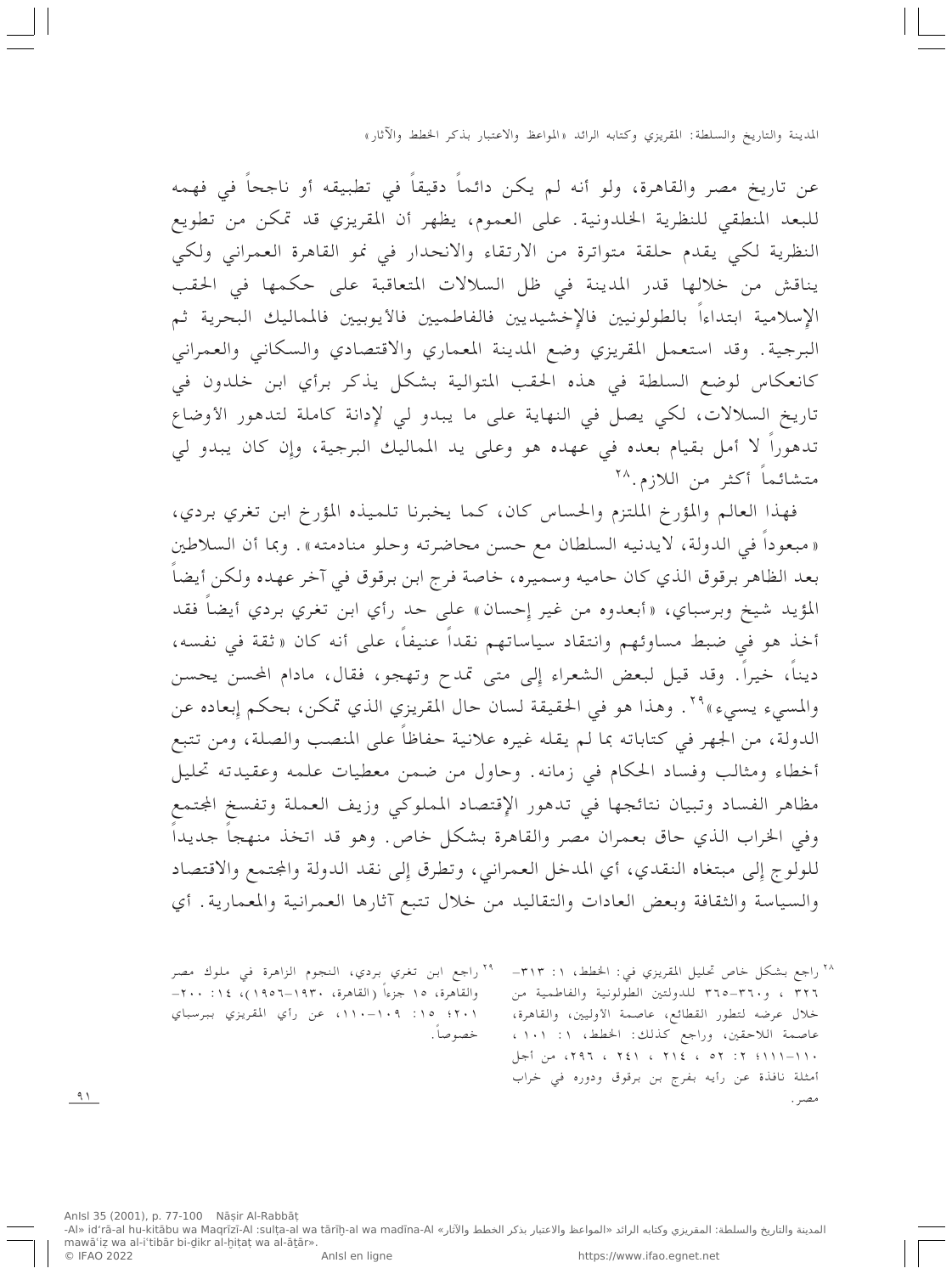عن تاريخ مصر والقاهرة، ولو أنه لم يكن دائماً دقيقاً في تطبيقه أو ناجحاً في فهمه للبعد المنطقي للنظرية الخلدونية. على العموم، يظهر أن المقريزي قد تمكن من تطويع النظرية لكي يقدم حلقة متواترة من الارتقاء والانحدار في نمو القاهرة العمراني ولكي يناقش من خلالها قدر المدينة في ظل السلالات المتعاقبة على حكمها في الحقب الإسلامية ابتداءاً بالطولونيين فالإخشيديين فالفاطميين فالأيوبيين فالمماليك البحرية ثم البرجية. وقد استعمل المقريزي وضع المدينة المعماري والاقتصادي والسكاني والعمراني كانعكاس لوضع السلطة في هذه الحقب المتوالية بشكل يذكر برأي ابن خلدون في تاريخ السلالات، لكي يصل في النهاية على ما يبدو لي لإدانة كاملة لتدهور الأوضاع تدهوراً لا أمل بقيام بعده في عهده هو وعلى يد المماليك البرجية، وإن كان يبدو لي متشائماً أكثر من اللازم.[28]

فهذا العالم والمؤرخ الملتزم والحساس كان، كما يخبرنا تلميذه المؤرخ ابن تغري بردي، «مبعوداً في الدولة، لايدنيه السلطان مع حسن محاضرته وحلو منادمته». وبما أن السلاطين بعد الظاهر برقوق الذي كان حاميه وسميره، خاصة فرج ابن برقوق في آخر عهده ولكن أيضاً المؤيد شيخ وبرسباي، «أبعدوه من غير إحسان» على حد رأي ابن تغري بردي أيضاً فقد أخذ هو في ضبط مساوئهم وانتقاد سياساتهم نقداً عنيفاً، على أنه كان «ثقة في نفسه، ديناً، خيراً. وقد قيل لبعض الشعراء إلى متى تمدح وتهجو، فقال، مادام المحسن يحسن والمسيء يسيء»[29]. وهذا هو في الحقيقة لسان حال المقريزي الذي تمكن، بحكم إبعاده عن الدولة، من الجهر في كتاباته بما لم يقله غيره علانية حفاظاً على المنصب والصلة، ومن تتبع أخطاء ومثالب وفساد الحكام في زمانه. وحاول من ضمن معطيات علمه وعقيدته تحليل مظاهر الفساد وتبيان نتائجها في تدهور الإقتصاد المملوكي وزيف العملة وتفسخ المجتمع وفي الخراب الذي حاق بعمران مصر والقاهرة بشكل خاص. وهو قد اتخذ منهجاً جديداً للولوج إلى مبتغاه النقدي، أي المدخل العمراني، وتطرق إلى نقد الدولة والمجتمع والاقتصاد والسياسة والثقافة وبعض العادات والتقاليد من خلال تتبع آثارها العمرانية والمعمارية. أي

[28] راجع بشكل خاص تحليل المقريزي في: الخطط، ١: ٣١٣–٣٢٦، و٣٦٠–٣٦٥ للدولتين الطولونية والفاطمية من خلال عرضه لتطور القطائع، عاصمة الأولين، والقاهرة، عاصمة اللاحقين، وراجع كذلك: الخطط، ١: ١٠١، ١١٠–١١١؛ ٢: ٥٢، ٢١٤، ٢٤١، ٢٩٦، من أجل أمثلة نافذة عن رأيه بفرج بن برقوق ودوره في خراب مصر.

[29] راجع ابن تغري بردي، النجوم الزاهرة في ملوك مصر والقاهرة، ١٥ جزءاً (القاهرة، ١٩٣٠–١٩٥٦)، ١٤: ٢٠٠–٢٠١؛ ١٥: ١٠٩–١١٠، عن رأي المقريزي ببرسباي خصوصاً.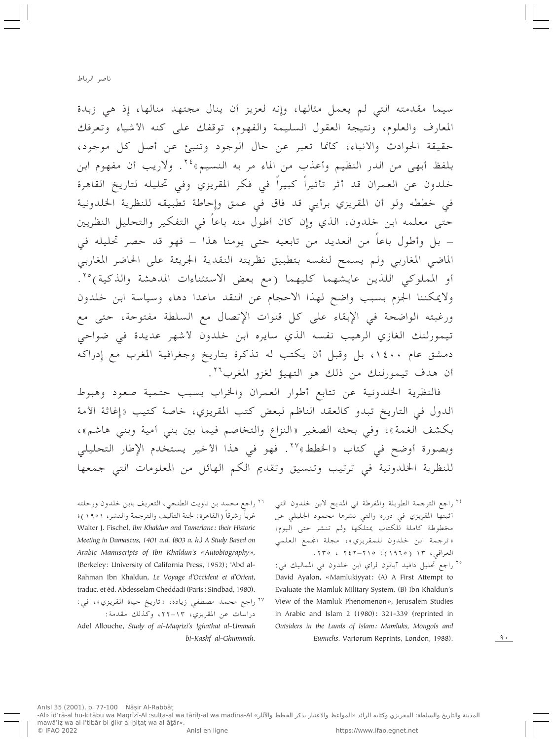سيما مقدمته التي لم يعمل مثالها، وإنه لعزيز أن ينال مجتهد منالها، إذ هي زبدة المعارف والعلوم، ونتيجة العقول السليمة والفهوم، توقفك على كنه الأشياء وتعرفك حقيقة الحوادث والأنباء، كأنما تعبر عن حال الوجود وتنبئ عن أصل كل موجود، بلفظ أبهى من الدر النظيم وأعذب من الماء مر به النسيم»[24]. ولاريب أن مفهوم ابن خلدون عن العمران قد أثر تأثيراً كبيراً في فكر المقريزي وفي تحليله لتاريخ القاهرة في خططه ولو أن المقريزي برأيي قد فاق في عمق وإحاطة تطبيقه للنظرية الخلدونية حتى معلمه ابن خلدون، الذي وإن كان أطول منه باعاً في التفكير والتحليل النظريين – بل وأطول باعاً من العديد من تابعيه حتى يومنا هذا – فهو قد حصر تحليله في الماضي المغاربي ولم يسمح لنفسه بتطبيق نظريته النقدية الجريئة على الحاضر المغاربي أو المملوكي اللذين عايشهما كليهما (مع بعض الاستثناءات المدهشة والذكية)[25]. ولايمكننا الجزم بسبب واضح لهذا الاحجام عن النقد ماعدا دهاء وسياسة ابن خلدون ورغبته الواضحة في الإبقاء على كل قنوات الإتصال مع السلطة مفتوحة، حتى مع تيمورلنك الغازي الرهيب نفسه الذي سايره ابن خلدون لأشهر عديدة في ضواحي دمشق عام ١٤٠٠، بل وقبل أن يكتب له تذكرة بتاريخ وجغرافية المغرب مع إدراكه أن هدف تيمورلنك من ذلك هو التهيؤ لغزو المغرب[26].

فالنظرية الخلدونية عن تتابع أطوار العمران والخراب بسبب حتمية صعود وهبوط الدول في التاريخ تبدو كالعقد الناظم لبعض كتب المقريزي، خاصة كتيب «إغاثة الأمة بكشف الغمة»، وفي بحثه الصغير «النزاع والتخاصم فيما بين بني أمية وبني هاشم»، وبصورة أوضح في كتاب «الخطط»[27]. فهو في هذا الأخير يستخدم الإطار التحليلي للنظرية الخلدونية في ترتيب وتنسيق وتقديم الكم الهائل من المعلومات التي جمعها

---

[24] راجع الترجمة الطويلة والمفرطة في المديح لابن خلدون التي أثبتها المقريزي في درره والتي نشرها محمود الجليلي عن مخطوطة كاملة للكتاب يمتلكها ولم تنشر حتى اليوم، «ترجمة ابن خلدون للمقريزي»، مجلة المجمع العلمي العراقي، ١٣ (١٩٦٥): ٢١٥–٢٤٢، ٢٣٥.

[25] راجع تحليل دافيد آيالون لرأي ابن خلدون في المماليك في: David Ayalon, «Mamlukiyyat: (A) A First Attempt to Evaluate the Mamluk Military System. (B) Ibn Khaldun's View of the Mamluk Phenomenon», Jerusalem Studies in Arabic and Islam 2 (1980): 321-339 (reprinted in *Outsiders in the Lands of Islam: Mamluks, Mongols and Eunuchs*. Variorum Reprints, London, 1988).

[26] راجع محمد بن تاويت الطنجي، التعريف بابن خلدون ورحلته غرباً وشرقاً (القاهرة: لجنة التأليف والترجمة والنشر، ١٩٥١)؛ Walter J. Fischel, *Ibn Khaldun and Tamerlane: their Historic Meeting in Damascus, 1401 a.d. (803 a. h.) A Study Based on Arabic Manuscripts of Ibn Khaldūn's «Autobiography»*, (Berkeley: University of California Press, 1952); ʿAbd al-Rahman Ibn Khaldun, *Le Voyage d'Occident et d'Orient*, traduc. et éd. Abdesselam Cheddadi (Paris: Sindbad, 1980).

[27] راجع محمد مصطفى زيادة، «تاريخ حياة المقريزي»، في: دراسات عن المقريزي، ١٣–٢٢، وكذلك مقدمة: Adel Allouche, *Study of al-Maqrizi's Ighathat al-Ummah bi-Kashf al-Ghummah*.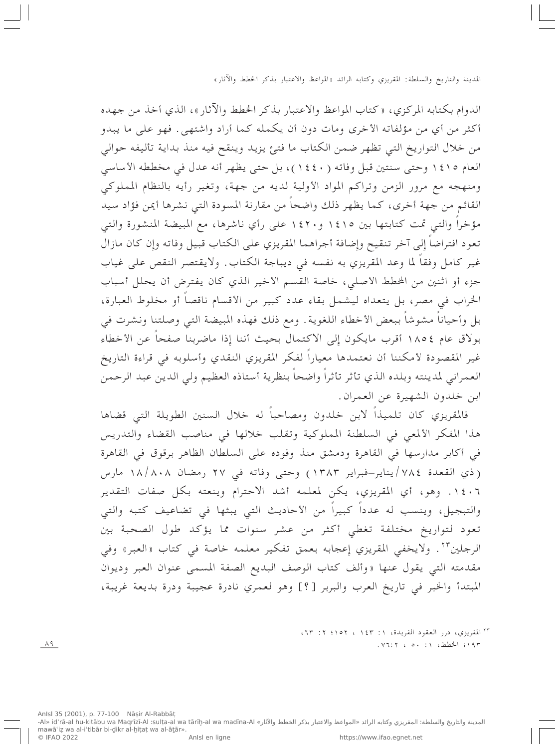الدوام بكتابه المركزي، «كتاب المواعظ والاعتبار بذكر الخطط والآثار»، الذي أخذ من جهده أكثر من أي من مؤلفاته الأخرى ومات دون أن يكمله كما أراد واشتهى. فهو على ما يبدو من خلال التواريخ التي تظهر ضمن الكتاب ما فتئ يزيد وينقح فيه منذ بداية تأليفه حوالي العام ١٤١٥ وحتى سنتين قبل وفاته (١٤٤٠)، بل حتى يظهر أنه عدل في مخططه الأساسي ومنهجه مع مرور الزمن وتراكم المواد الأولية لديه من جهة، وتغير رأيه بالنظام المملوكي القائم من جهة أخرى، كما يظهر ذلك واضحاً من مقارنة المسودة التي نشرها أيمن فؤاد سيد مؤخراً والتي تمت كتابتها بين ١٤١٥ و١٤٢٠ على رأي ناشرها، مع المبيضة المنشورة والتي تعود افتراضاً إلى آخر تنقيح وإضافة أجراهما المقريزي على الكتاب قبيل وفاته وإن كان مازال غير كامل وفقاً لما وعد المقريزي به نفسه في ديباجة الكتاب. ولايقتصر النقص على غياب جزء أو اثنين من المخطط الأصلي، خاصة القسم الأخير الذي كان يفترض أن يحلل أسباب الخراب في مصر، بل يتعداه ليشمل بقاء عدد كبير من الأقسام ناقصاً أو مخلوط العبارة، بل وأحياناً مشوشاً ببعض الأخطاء اللغوية. ومع ذلك فهذه المبيضة التي وصلتنا ونشرت في بولاق عام ١٨٥٤ أقرب مايكون إلى الاكتمال بحيث أننا إذا ماضربنا صفحاً عن الأخطاء غير المقصودة لأمكننا أن نعتمدها معياراً لفكر المقريزي النقدي وأسلوبه في قراءة التاريخ العمراني لمدينته وبلده الذي تأثر تأثراً واضحاً بنظرية أستاذه العظيم ولي الدين عبد الرحمن ابن خلدون الشهيرة عن العمران.

فالمقريزي كان تلميذاً لابن خلدون ومصاحباً له خلال السنين الطويلة التي قضاها هذا المفكر الألمعي في السلطنة المملوكية وتقلب خلالها في مناصب القضاء والتدريس في أكابر مدارسها في القاهرة ودمشق منذ وفوده على السلطان الظاهر برقوق في القاهرة (ذي القعدة ٧٨٤/يناير–فبراير ١٣٨٣) وحتى وفاته في ٢٧ رمضان ١٨/٨٠٨ مارس ١٤٠٦. وهو، أي المقريزي، يكن لمعلمه أشد الاحترام وينعته بكل صفات التقدير والتبجيل، وينسب له عدداً كبيراً من الأحاديث التي يبثها في تضاعيف كتبه والتي تعود لتواريخ مختلفة تغطي أكثر من عشر سنوات مما يؤكد طول الصحبة بين الرجلين[٢٣]. ولايخفي المقريزي إعجابه بعمق تفكير معلمه خاصة في كتاب «العبر» وفي مقدمته التي يقول عنها «وألف كتاب الوصف البديع الصفة المسمى عنوان العبر وديوان المبتدأ والخبر في تاريخ العرب والبربر [؟] وهو لعمري نادرة عجيبة ودرة بديعة غريبة،

[٢٣] المقريزي، درر العقود الفريدة، ١: ١٤٣ ، ١٥٢؛ ٢: ٦٣، ١٩٣؛ الخطط، ١: ٥٠ ، ٢: ٧٦.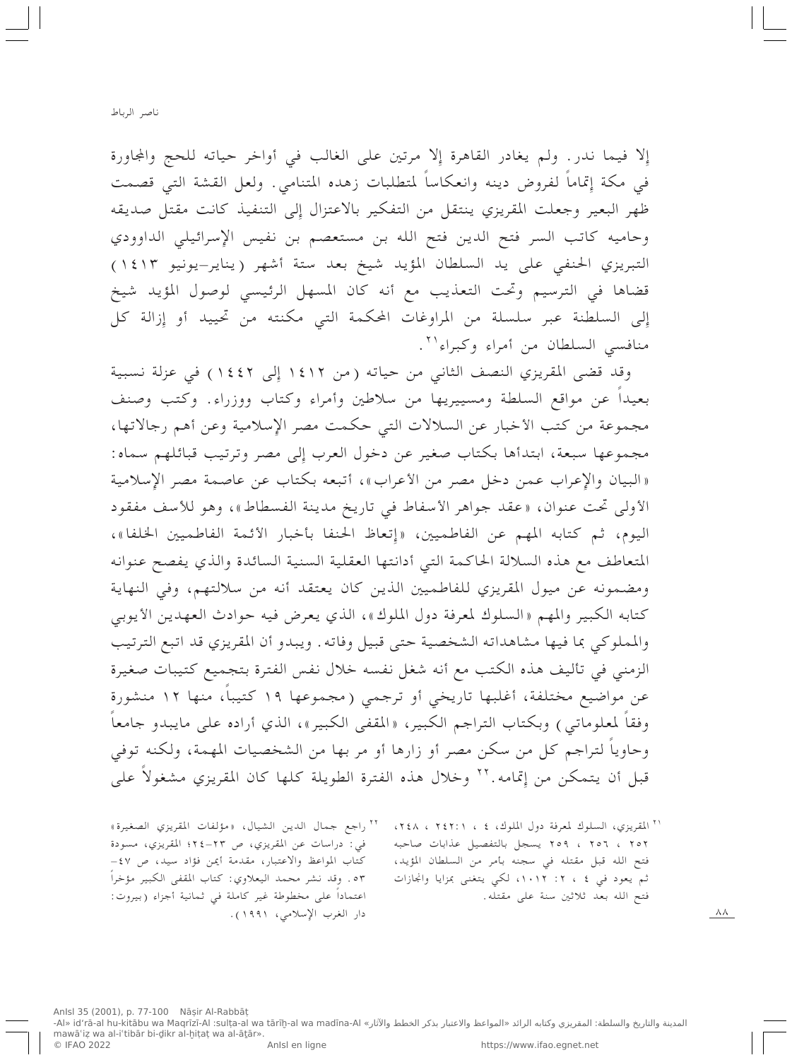إلا فيما ندر. ولم يغادر القاهرة إلا مرتين على الغالب في أواخر حياته للحج والمجاورة في مكة إتماماً لفروض دينه وانعكاساً لمتطلبات زهده المتنامي. ولعل القشة التي قصمت ظهر البعير وجعلت المقريزي ينتقل من التفكير بالاعتزال إلى التنفيذ كانت مقتل صديقه وحاميه كاتب السر فتح الدين فتح الله بن مستعصم بن نفيس الإسرائيلي الداوودي التبريزي الحنفي على يد السلطان المؤيد شيخ بعد ستة أشهر (يناير-يونيو ١٤١٣) قضاها في الترسيم وتحت التعذيب مع أنه كان المسهل الرئيسي لوصول المؤيد شيخ إلى السلطنة عبر سلسلة من المراوغات المحكمة التي مكنته من تحييد أو إزالة كل منافسي السلطان من أمراء وكبراء[٢١].

وقد قضى المقريزي النصف الثاني من حياته (من ١٤١٢ إلى ١٤٤٢) في عزلة نسبية بعيداً عن مواقع السلطة ومسييريها من سلاطين وأمراء وكتاب ووزراء. وكتب وصنف مجموعة من كتب الأخبار عن السلالات التي حكمت مصر الإسلامية وعن أهم رجالاتها، مجموعها سبعة، ابتدأها بكتاب صغير عن دخول العرب إلى مصر وترتيب قبائلهم سماه: «البيان والإعراب عمن دخل مصر من الأعراب»، أتبعه بكتاب عن عاصمة مصر الإسلامية الأولى تحت عنوان، «عقد جواهر الأسفاط في تاريخ مدينة الفسطاط»، وهو للأسف مفقود اليوم، ثم كتابه المهم عن الفاطميين، «إتعاظ الحنفا بأخبار الأئمة الفاطميين الخلفا»، المتعاطف مع هذه السلالة الحاكمة التي أدانتها العقلية السنية السائدة والذي يفصح عنوانه ومضمونه عن ميول المقريزي للفاطميين الذين كان يعتقد أنه من سلالتهم، وفي النهاية كتابه الكبير والمهم «السلوك لمعرفة دول الملوك»، الذي يعرض فيه حوادث العهدين الأيوبي والمملوكي بما فيها مشاهداته الشخصية حتى قبيل وفاته. ويبدو أن المقريزي قد اتبع الترتيب الزمني في تأليف هذه الكتب مع أنه شغل نفسه خلال نفس الفترة بتجميع كتيبات صغيرة عن مواضيع مختلفة، أغلبها تاريخي أو ترجمي (مجموعها ١٩ كتيباً، منها ١٢ منشورة وفقاً لمعلوماتي) وبكتاب التراجم الكبير، «المقفى الكبير»، الذي أراده على مايبدو جامعاً وحاوياً لتراجم كل من سكن مصر أو زارها أو مر بها من الشخصيات المهمة، ولكنه توفي قبل أن يتمكن من إتمامه.[٢٢] وخلال هذه الفترة الطويلة كلها كان المقريزي مشغولاً على

[٢١] المقريزي، السلوك لمعرفة دول الملوك، ٤ ، ١:٢٤٢ ، ٢٤٨، ٢٥٢ ، ٢٥٦ ، ٢٥٩ يسجل بالتفصيل عذابات صاحبه فتح الله قبل مقتله في سجنه بأمر من السلطان المؤيد، ثم يعود في ٤ ، ٢: ١٠١٢، لكي يتغنى بمزايا وانجازات فتح الله بعد ثلاثين سنة على مقتله.

[٢٢] راجع جمال الدين الشيال، «مؤلفات المقريزي الصغيرة» في: دراسات عن المقريزي، ص ٢٣-٢٤؛ المقريزي، مسودة كتاب المواعظ والاعتبار، مقدمة أيمن فؤاد سيد، ص ٤٧-٥٣. وقد نشر محمد اليعلاوي: كتاب المقفى الكبير مؤخراً اعتماداً على مخطوطة غير كاملة في ثمانية أجزاء (بيروت: دار الغرب الإسلامي، ١٩٩١).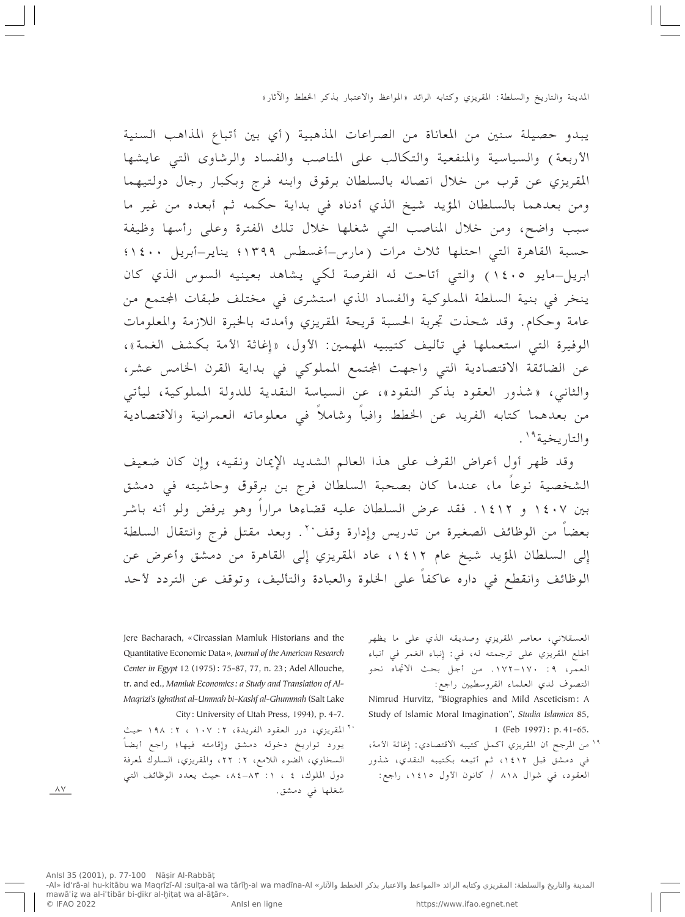يبدو حصيلة سنين من المعاناة من الصراعات المذهبية (أي بين أتباع المذاهب السنية الأربعة) والسياسية والمنفعية والتكالب على المناصب والفساد والرشاوى التي عايشها المقريزي عن قرب من خلال اتصاله بالسلطان برقوق وابنه فرج وبكبار رجال دولتيهما ومن بعدهما بالسلطان المؤيد شيخ الذي أدناه في بداية حكمه ثم أبعده من غير ما سبب واضح، ومن خلال المناصب التي شغلها خلال تلك الفترة وعلى رأسها وظيفة حسبة القاهرة التي احتلها ثلاث مرات (مارس–أغسطس ١٣٩٩؛ يناير–أبريل ١٤٠٠؛ ابريل–مايو ١٤٠٥) والتي أتاحت له الفرصة لكي يشاهد بعينيه السوس الذي كان ينخر في بنية السلطة المملوكية والفساد الذي استشرى في مختلف طبقات المجتمع من عامة وحكام. وقد شحذت تجربة الحسبة قريحة المقريزي وأمدته بالخبرة اللازمة والمعلومات الوفيرة التي استعملها في تأليف كتيبيه المهمين: الأول، «إغاثة الأمة بكشف الغمة»، عن الضائقة الاقتصادية التي واجهت المجتمع المملوكي في بداية القرن الخامس عشر، والثاني، «شذور العقود بذكر النقود»، عن السياسة النقدية للدولة المملوكية، ليأتي من بعدهما كتابه الفريد عن الخطط وافياً وشاملاً في معلوماته العمرانية والاقتصادية والتاريخية[19].

وقد ظهر أول أعراض القرف على هذا العالم الشديد الإيمان ونقيه، وإن كان ضعيف الشخصية نوعاً ما، عندما كان بصحبة السلطان فرج بن برقوق وحاشيته في دمشق بين ١٤٠٧ و ١٤١٢. فقد عرض السلطان عليه قضاءها مراراً وهو يرفض ولو أنه باشر بعضاً من الوظائف الصغيرة من تدريس وإدارة وقف[20]. وبعد مقتل فرج وانتقال السلطة إلى السلطان المؤيد شيخ عام ١٤١٢، عاد المقريزي إلى القاهرة من دمشق وأعرض عن الوظائف وانقطع في داره عاكفاً على الخلوة والعبادة والتأليف، وتوقف عن التردد لأحد

العسقلاني، معاصر المقريزي وصديقه الذي على ما يظهر أطلع المقريزي على ترجمته له، في: إنباء الغمر في أنباء العمر، ٩: ١٧٠–١٧٢. من أجل بحث الاتجاه نحو التصوف لدى العلماء القروسطيين راجع:

Nimrud Hurvitz, "Biographies and Mild Asceticism: A Study of Islamic Moral Imagination", *Studia Islamica* 85, 1 (Feb 1997): p. 41-65.

[19] من المرجح أن المقريزي أكمل كتيبه الاقتصادي: إغاثة الأمة، في دمشق قبل ١٤١٢، ثم أتبعه بكتيبه النقدي، شذور العقود، في شوال ٨١٨ / كانون الأول ١٤١٥، راجع:

Jere Bacharach, «Circassian Mamluk Historians and the Quantitative Economic Data», *Journal of the American Research Center in Egypt* 12 (1975): 75-87, 77, n. 23; Adel Allouche, tr. and ed., *Mamluk Economics: a Study and Translation of Al-Maqrizi's Ighathat al-Ummah bi-Kashf al-Ghummah* (Salt Lake City: University of Utah Press, 1994), p. 4-7.

[20] المقريزي، درر العقود الفريدة، ٢: ١٠٧ ، ٢: ١٩٨ حيث يورد تواريخ دخوله دمشق وإقامته فيها؛ راجع أيضاً السخاوي، الضوء اللامع، ٢: ٢٢، والمقريزي، السلوك لمعرفة دول الملوك، ٤ ، ١: ٨٣–٨٤، حيث يعدد الوظائف التي شغلها في دمشق.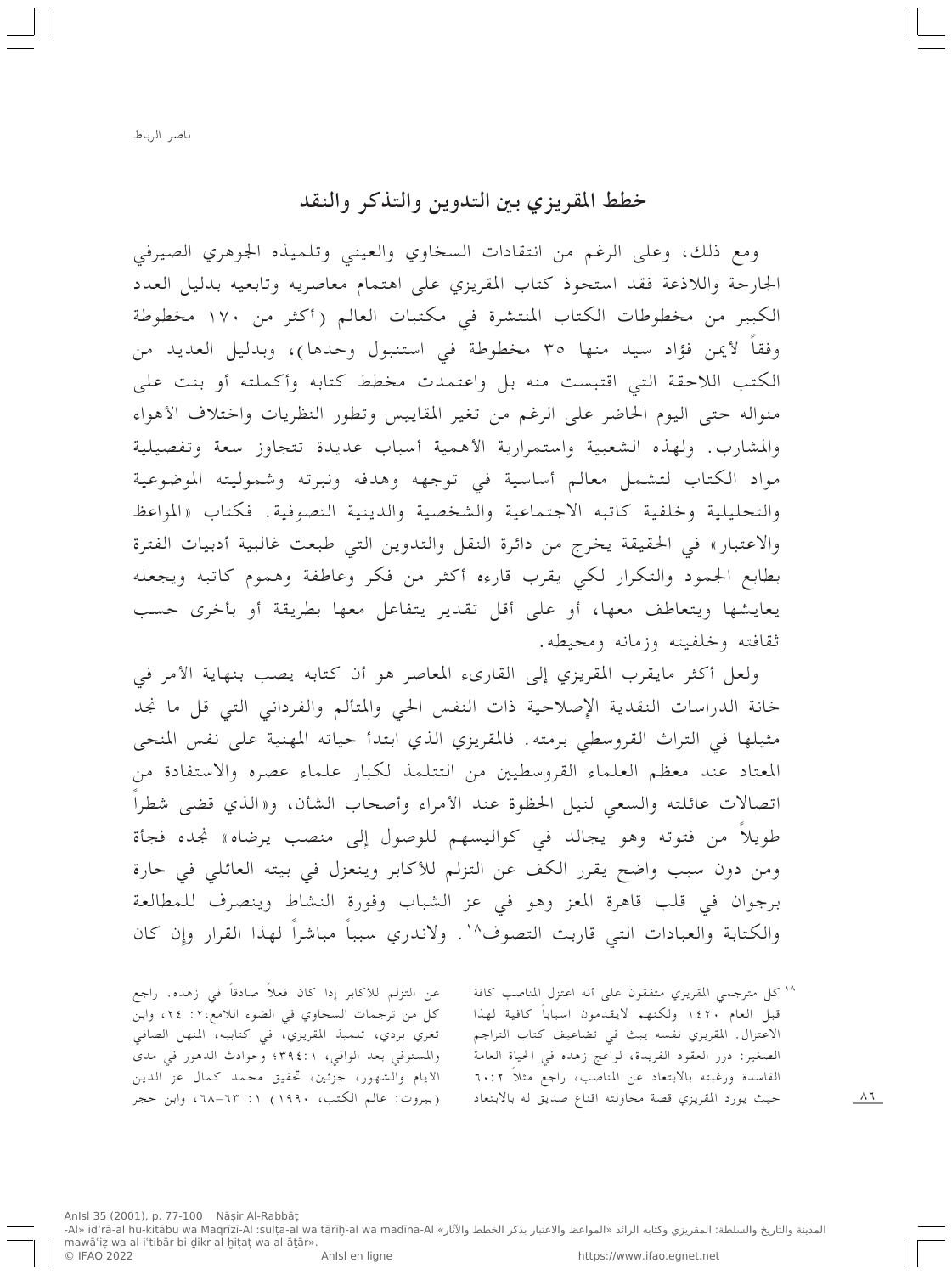## خطط المقريزي بين التدوين والتذكر والنقد

ومع ذلك، وعلى الرغم من انتقادات السخاوي والعيني وتلميذه الجوهري الصيرفي الجارحة واللاذعة فقد استحوذ كتاب المقريزي على اهتمام معاصريه وتابعيه بدليل العدد الكبير من مخطوطات الكتاب المنتشرة في مكتبات العالم (أكثر من ١٧٠ مخطوطة وفقاً لأيمن فؤاد سيد منها ٣٥ مخطوطة في استنبول وحدها)، وبدليل العديد من الكتب اللاحقة التي اقتبست منه بل واعتمدت مخطط كتابه وأكملته أو بنت على منواله حتى اليوم الحاضر على الرغم من تغير المقاييس وتطور النظريات واختلاف الأهواء والمشارب. ولهذه الشعبية واستمرارية الأهمية أسباب عديدة تتجاوز سعة وتفصيلية مواد الكتاب لتشمل معالم أساسية في توجهه وهدفه ونبرته وشموليته الموضوعية والتحليلية وخلفية كاتبه الاجتماعية والشخصية والدينية التصوفية. فكتاب «المواعظ والاعتبار» في الحقيقة يخرج من دائرة النقل والتدوين التي طبعت غالبية أدبيات الفترة بطابع الجمود والتكرار لكي يقرب قارءه أكثر من فكر وعاطفة وهموم كاتبه ويجعله يعايشها ويتعاطف معها، أو على أقل تقدير يتفاعل معها بطريقة أو بأخرى حسب ثقافته وخلفيته وزمانه ومحيطه.

ولعل أكثر مايقرب المقريزي إلى القارىء المعاصر هو أن كتابه يصب بنهاية الأمر في خانة الدراسات النقدية الإصلاحية ذات النفس الحي والمتألم والفرداني التي قل ما نجد مثيلها في التراث القروسطي برمته. فالمقريزي الذي ابتدأ حياته المهنية على نفس المنحى المعتاد عند معظم العلماء القروسطيين من التتلمذ لكبار علماء عصره والاستفادة من اتصالات عائلته والسعي لنيل الحظوة عند الأمراء وأصحاب الشأن، و«الذي قضى شطراً طويلاً من فتوته وهو يجالد في كواليسهم للوصول إلى منصب يرضاه» نجده فجأة ومن دون سبب واضح يقرر الكف عن التزلم للأكابر وينعزل في بيته العائلي في حارة برجوان في قلب قاهرة المعز وهو في عز الشباب وفورة النشاط وينصرف للمطالعة والكتابة والعبادات التي قاربت التصوف[١٨]. ولاندري سبباً مباشراً لهذا القرار وإن كان

[١٨] كل مترجمي المقريزي متفقون على أنه اعتزل المناصب كافة قبل العام ١٤٢٠ ولكنهم لايقدمون اسباباً كافية لهذا الاعتزال. المقريزي نفسه يبث في تضاعيف كتاب التراجم الصغير: درر العقود الفريدة، لواعج زهده في الحياة العامة الفاسدة ورغبته بالابتعاد عن المناصب، راجع مثلاً ٢: ٦٠ حيث يورد المقريزي قصة محاولته اقناع صديق له بالابتعاد عن التزلم للأكابر إذا كان فعلاً صادقاً في زهده. راجع كل من ترجمات السخاوي في الضوء اللامع، ٢: ٢٤، وابن تغري بردي، تلميذ المقريزي، في كتابيه، المنهل الصافي والمستوفي بعد الوافي، ١: ٣٩٤؛ وحوادث الدهور في مدى الأيام والشهور، جزئين، تحقيق محمد كمال عز الدين (بيروت: عالم الكتب، ١٩٩٠) ١: ٦٣-٦٨، وابن حجر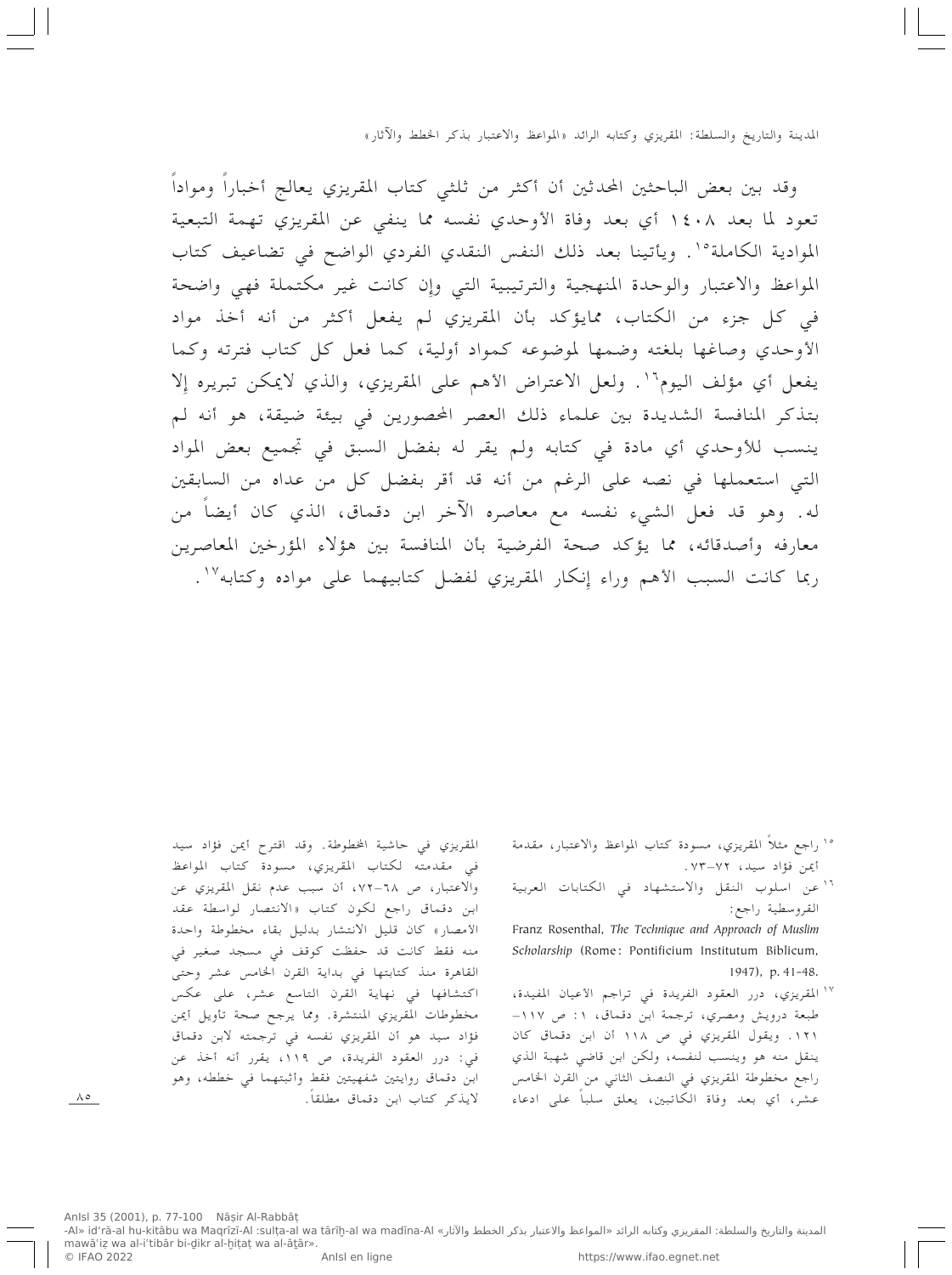وقد بين بعض الباحثين المحدثين أن أكثر من ثلثي كتاب المقريزي يعالج أخباراً وموادا تعود لما بعد ١٤٠٨ أي بعد وفاة الأوحدي نفسه مما ينفي عن المقريزي تهمة التبعية الموادية الكاملة[١٥]. ويأتينا بعد ذلك النفس النقدي الفردي الواضح في تضاعيف كتاب المواعظ والاعتبار والوحدة المنهجية والترتيبية التي وإن كانت غير مكتملة فهي واضحة في كل جزء من الكتاب، ممايؤكد بأن المقريزي لم يفعل أكثر من أنه أخذ مواد الأوحدي وصاغها بلغته وضمها لموضوعه كمواد أولية، كما فعل كل كتاب فترته وكما يفعل أي مؤلف اليوم[١٦]. ولعل الاعتراض الأهم على المقريزي، والذي لايمكن تبريره إلا بتذكر المنافسة الشديدة بين علماء ذلك العصر المحصورين في بيئة ضيقة، هو أنه لم ينسب للأوحدي أي مادة في كتابه ولم يقر له بفضل السبق في تجميع بعض المواد التي استعملها في نصه على الرغم من أنه قد أقر بفضل كل من عداه من السابقين له. وهو قد فعل الشيء نفسه مع معاصره الآخر ابن دقماق، الذي كان أيضاً من معارفه وأصدقائه، مما يؤكد صحة الفرضية بأن المنافسة بين هؤلاء المؤرخين المعاصرين ربما كانت السبب الأهم وراء إنكار المقريزي لفضل كتابيهما على مواده وكتابه[١٧].

---

[١٥] راجع مثلاً المقريزي، مسودة كتاب المواعظ والاعتبار، مقدمة أيمن فؤاد سيد، ٧٢–٧٣.

[١٦] عن اسلوب النقل والاستشهاد في الكتابات العربية القروسطية راجع:
Franz Rosenthal, *The Technique and Approach of Muslim Scholarship* (Rome: Pontificium Institutum Biblicum, 1947), p. 41-48.

[١٧] المقريزي، درر العقود الفريدة في تراجم الأعيان المفيدة، طبعة درويش ومصري، ترجمة ابن دقماق، ١: ص ١١٧–١٢١. ويقول المقريزي في ص ١١٨ أن ابن دقماق كان ينقل منه هو وينسب لنفسه، ولكن ابن قاضي شهبة الذي راجع مخطوطة المقريزي في النصف الثاني من القرن الخامس عشر، أي بعد وفاة الكاتبين، يعلق سلباً على ادعاء المقريزي في حاشية المخطوطة. وقد اقترح أيمن فؤاد سيد في مقدمته لكتاب المقريزي، مسودة كتاب المواعظ والاعتبار، ص ٦٨–٧٢، أن سبب عدم نقل المقريزي عن ابن دقماق راجع لكون كتاب «الانتصار لواسطة عقد الأمصار» كان قليل الانتشار بدليل بقاء مخطوطة واحدة منه فقط كانت قد حفظت كوقف في مسجد صغير في القاهرة منذ كتابتها في بداية القرن الخامس عشر وحتى اكتشافها في نهاية القرن التاسع عشر، على عكس مخطوطات المقريزي المنتشرة. ومما يرجح صحة تأويل أيمن فؤاد سيد هو أن المقريزي نفسه في ترجمته لابن دقماق في: درر العقود الفريدة، ص ١١٩، يقرر أنه أخذ عن ابن دقماق روايتين شفهيتين فقط وأثبتهما في خططه، وهو لايذكر كتاب ابن دقماق مطلقاً.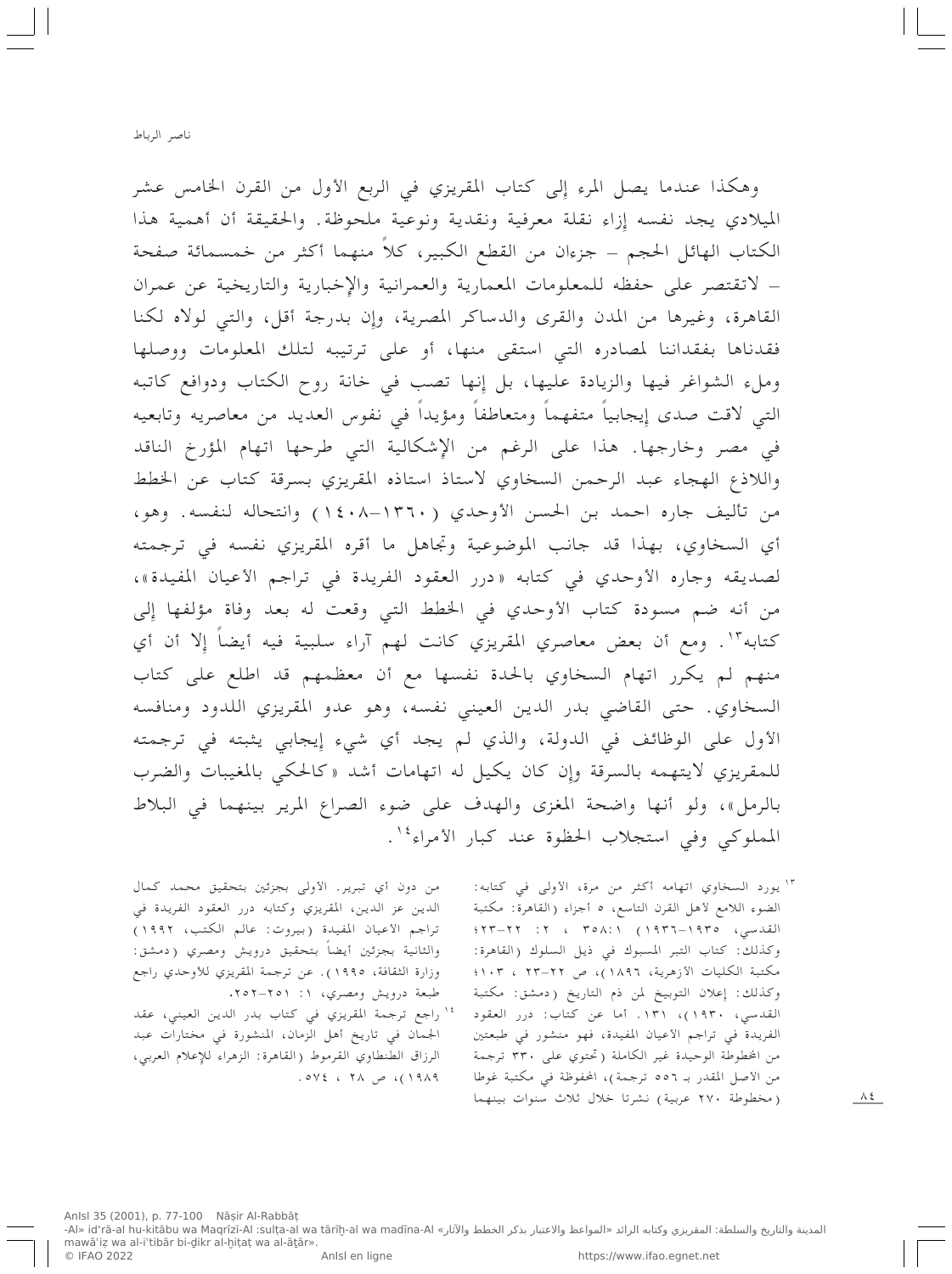وهكذا عندما يصل المرء إلى كتاب المقريزي في الربع الأول من القرن الخامس عشر الميلادي يجد نفسه إزاء نقلة معرفية ونقدية ونوعية ملحوظة. والحقيقة أن أهمية هذا الكتاب الهائل الحجم – جزءان من القطع الكبير، كلاً منهما أكثر من خمسمائة صفحة – لاتقتصر على حفظه للمعلومات المعمارية والعمرانية والإخبارية والتاريخية عن عمران القاهرة، وغيرها من المدن والقرى والدساكر المصرية، وإن بدرجة أقل، والتي لولاه لكنا فقدناها بفقداننا لمصادره التي استقى منها، أو على ترتيبه لتلك المعلومات ووصلها وملء الشواغر فيها والزيادة عليها، بل إنها تصب في خانة روح الكتاب ودوافع كاتبه التي لاقت صدى إيجابياً متفهماً ومتعاطفاً ومؤيداً في نفوس العديد من معاصريه وتابعيه في مصر وخارجها. هذا على الرغم من الإشكالية التي طرحها اتهام المؤرخ الناقد واللاذع الهجاء عبد الرحمن السخاوي لاستاذ استاذه المقريزي بسرقة كتاب عن الخطط من تأليف جاره احمد بن الحسن الأوحدي (١٣٦٠–١٤٠٨) وانتحاله لنفسه. وهو، أي السخاوي، بهذا قد جانب الموضوعية وتجاهل ما أقره المقريزي نفسه في ترجمته لصديقه وجاره الأوحدي في كتابه «درر العقود الفريدة في تراجم الأعيان المفيدة»، من أنه ضم مسودة كتاب الأوحدي في الخطط التي وقعت له بعد وفاة مؤلفها إلى كتابه[١٣]. ومع أن بعض معاصري المقريزي كانت لهم آراء سلبية فيه أيضاً إلا أن أي منهم لم يكرر اتهام السخاوي بالحدة نفسها مع أن معظمهم قد اطلع على كتاب السخاوي. حتى القاضي بدر الدين العيني نفسه، وهو عدو المقريزي اللدود ومنافسه الأول على الوظائف في الدولة، والذي لم يجد أي شيء إيجابي يثبته في ترجمته للمقريزي لايتهمه بالسرقة وإن كان يكيل له اتهامات أشد «كالحكي بالمغيبات والضرب بالرمل»، ولو أنها واضحة المغزى والهدف على ضوء الصراع المرير بينهما في البلاط المملوكي وفي استجلاب الحظوة عند كبار الأمراء[١٤].

---

[١٣] يورد السخاوي اتهامه أكثر من مرة، الأولى في كتابه: الضوء اللامع لأهل القرن التاسع، ٥ أجزاء (القاهرة: مكتبة القدسي، ١٩٣٥–١٩٣٦) ١: ٣٥٨، ٢: ٢٢–٢٣؛ وكذلك: كتاب التبر المسبوك في ذيل السلوك (القاهرة: مكتبة الكليات الأزهرية، ١٨٩٦)، ص ٢٢–٢٣، ١٠٣؛ وكذلك: إعلان التوبيخ لمن ذم التاريخ (دمشق: مكتبة القدسي، ١٩٣٠)، ١٣١. أما عن كتاب: درر العقود الفريدة في تراجم الأعيان المفيدة، فهو منشور في طبعتين من المخطوطة الوحيدة غير الكاملة (تحتوي على ٣٣٠ ترجمة من الأصل المقدر بـ ٥٥٦ ترجمة)، المحفوظة في مكتبة غوطا (مخطوطة ٢٧٠ عربية) نشرتا خلال ثلاث سنوات بينهما من دون أي تبرير. الأولى بجزئين بتحقيق محمد كمال الدين عز الدين، المقريزي وكتابه درر العقود الفريدة في تراجم الأعيان المفيدة (بيروت: عالم الكتب، ١٩٩٢) والثانية بجزئين أيضاً بتحقيق درويش ومصري (دمشق: وزارة الثقافة، ١٩٩٥). عن ترجمة المقريزي للأوحدي راجع طبعة درويش ومصري، ١: ٢٥١–٢٥٢.

[١٤] راجع ترجمة المقريزي في كتاب بدر الدين العيني، عقد الجمان في تاريخ أهل الزمان، المنشورة في مختارات عبد الرزاق الطنطاوي القرموط (القاهرة: الزهراء للإعلام العربي، ١٩٨٩)، ص ٢٨، ٥٧٤.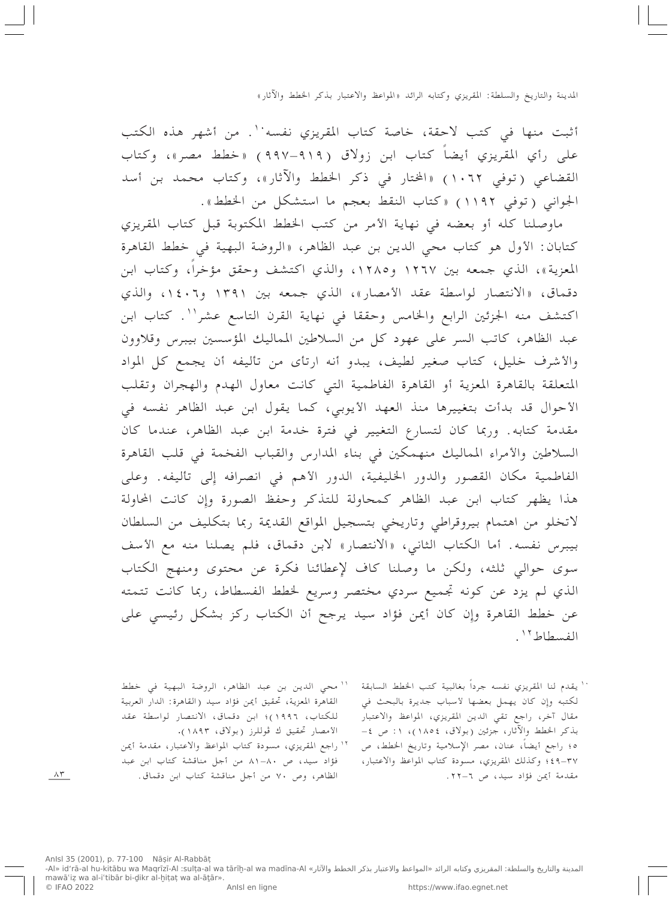أثبت منها في كتب لاحقة، خاصة كتاب المقريزي نفسه[١٠]. من أشهر هذه الكتب على رأي المقريزي أيضاً كتاب ابن زولاق (٩١٩–٩٩٧) «خطط مصر»، وكتاب القضاعي (توفي ١٠٦٢) «المختار في ذكر الخطط والآثار»، وكتاب محمد بن أسد الجواني (توفي ١١٩٢) «كتاب النقط بعجم ما استشكل من الخطط».

ماوصلنا كله أو بعضه في نهاية الأمر من كتب الخطط المكتوبة قبل كتاب المقريزي كتابان: الأول هو كتاب محي الدين بن عبد الظاهر، «الروضة البهية في خطط القاهرة المعزية»، الذي جمعه بين ١٢٦٧ و١٢٨٥، والذي اكتشف وحقق مؤخراً، وكتاب ابن دقماق، «الانتصار لواسطة عقد الأمصار»، الذي جمعه بين ١٣٩١ و١٤٠٦، والذي اكتشف منه الجزئين الرابع والخامس وحققا في نهاية القرن التاسع عشر[١١]. كتاب ابن عبد الظاهر، كاتب السر على عهود كل من السلاطين المماليك المؤسسين بيبرس وقلاوون والأشرف خليل، كتاب صغير لطيف، يبدو أنه ارتأى من تأليفه أن يجمع كل المواد المتعلقة بالقاهرة المعزية أو القاهرة الفاطمية التي كانت معاول الهدم والهجران وتقلب الأحوال قد بدأت بتغييرها منذ العهد الأيوبي، كما يقول ابن عبد الظاهر نفسه في مقدمة كتابه. وربما كان لتسارع التغيير في فترة خدمة ابن عبد الظاهر، عندما كان السلاطين والأمراء المماليك منهمكين في بناء المدارس والقباب الفخمة في قلب القاهرة الفاطمية مكان القصور والدور الخليفية، الدور الأهم في انصرافه إلى تأليفه. وعلى هذا يظهر كتاب ابن عبد الظاهر كمحاولة للتذكر وحفظ الصورة وإن كانت المحاولة لاتخلو من اهتمام بيروقراطي وتاريخي بتسجيل المواقع القديمة ربما بتكليف من السلطان بيبرس نفسه. أما الكتاب الثاني، «الانتصار» لابن دقماق، فلم يصلنا منه مع الأسف سوى حوالي ثلثه، ولكن ما وصلنا كاف لإعطائنا فكرة عن محتوى ومنهج الكتاب الذي لم يزد عن كونه تجميع سردي مختصر وسريع لخطط الفسطاط، ربما كانت تتمته عن خطط القاهرة وإن كان أيمن فؤاد سيد يرجح أن الكتاب ركز بشكل رئيسي على الفسطاط[١٢].

---

[١٠] يقدم لنا المقريزي نفسه جرداً بغالبية كتب الخطط السابقة لكتبه وإن كان يهمل بعضها لأسباب جديرة بالبحث في مقال آخر، راجع تقي الدين المقريزي، المواعظ والاعتبار بذكر الخطط والآثار، جزئين (بولاق، ١٨٥٤)، ١: ص ٤–٥؛ راجع أيضاً، عنان، مصر الإسلامية وتاريخ الخطط، ص ٣٧–٤٩؛ وكذلك المقريزي، مسودة كتاب المواعظ والاعتبار، مقدمة أيمن فؤاد سيد، ص ٦–٢٢.

[١١] محي الدين بن عبد الظاهر، الروضة البهية في خطط القاهرة المعزية، تحقيق أيمن فؤاد سيد (القاهرة: الدار العربية للكتاب، ١٩٩٦)؛ ابن دقماق، الانتصار لواسطة عقد الأمصار تحقيق ك فوللرز (بولاق، ١٨٩٣).

[١٢] راجع المقريزي، مسودة كتاب المواعظ والاعتبار، مقدمة أيمن فؤاد سيد، ص ٨٠–٨١ من أجل مناقشة كتاب ابن عبد الظاهر، وص ٧٠ من أجل مناقشة كتاب ابن دقماق.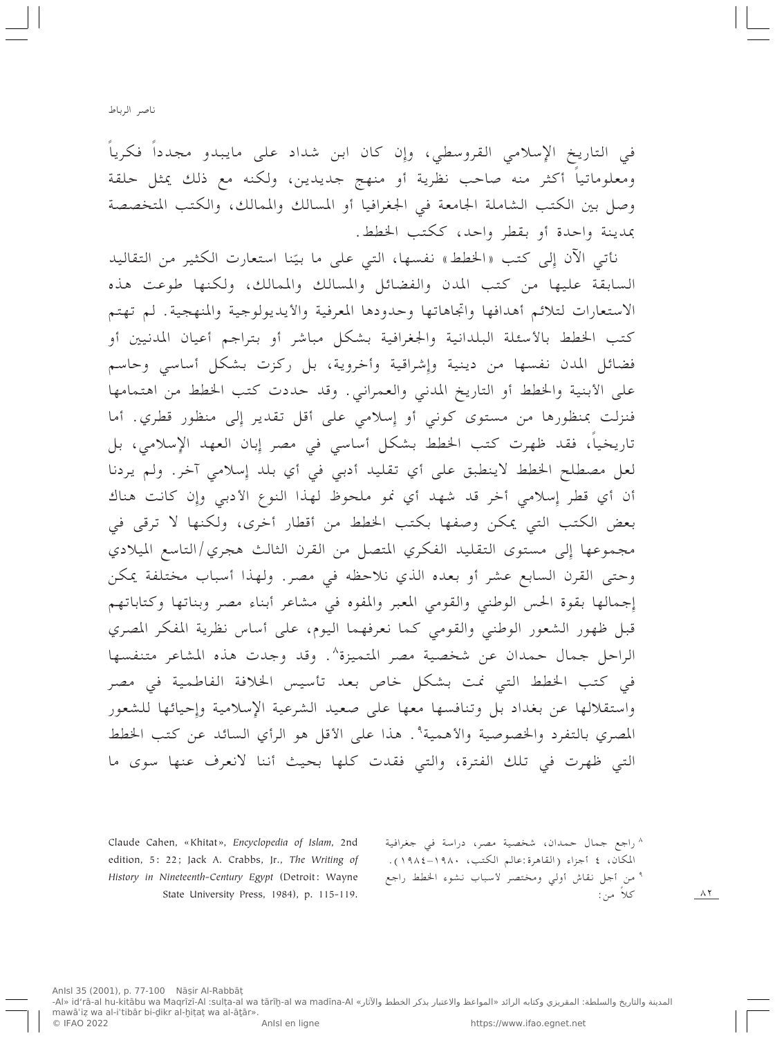في التاريخ الإسلامي القروسطي، وإن كان ابن شداد على مايبدو مجدداً فكرياً ومعلوماتياً أكثر منه صاحب نظرية أو منهج جديدين، ولكنه مع ذلك يمثل حلقة وصل بين الكتب الشاملة الجامعة في الجغرافيا أو المسالك والممالك، والكتب المتخصصة بمدينة واحدة أو بقطر واحد، ككتب الخطط.

نأتي الآن إلى كتب «الخطط» نفسها، التي على ما بيّنا استعارت الكثير من التقاليد السابقة عليها من كتب المدن والفضائل والمسالك والممالك، ولكنها طوعت هذه الاستعارات لتلائم أهدافها واتجاهاتها وحدودها المعرفية والأيديولوجية والمنهجية. لم تهتم كتب الخطط بالأسئلة البلدانية والجغرافية بشكل مباشر أو بتراجم أعيان المدنيين أو فضائل المدن نفسها من دينية وإشراقية وأخروية، بل ركزت بشكل أساسي وحاسم على الأبنية والخطط أو التاريخ المدني والعمراني. وقد حددت كتب الخطط من اهتمامها فنزلت بمنظورها من مستوى كوني أو إسلامي على أقل تقدير إلى منظور قطري. أما تاريخياً، فقد ظهرت كتب الخطط بشكل أساسي في مصر إبان العهد الإسلامي، بل لعل مصطلح الخطط لاينطبق على أي تقليد أدبي في أي بلد إسلامي آخر. ولم يردنا أن أي قطر إسلامي آخر قد شهد أي نمو ملحوظ لهذا النوع الأدبي وإن كانت هناك بعض الكتب التي يمكن وصفها بكتب الخطط من أقطار أخرى، ولكنها لا ترقى في مجموعها إلى مستوى التقليد الفكري المتصل من القرن الثالث هجري/التاسع الميلادي وحتى القرن السابع عشر أو بعده الذي نلاحظه في مصر. ولهذا أسباب مختلفة يمكن إجمالها بقوة الحس الوطني والقومي المعبر والمفوه في مشاعر أبناء مصر وبناتها وكتاباتهم قبل ظهور الشعور الوطني والقومي كما نعرفهما اليوم، على أساس نظرية المفكر المصري الراحل جمال حمدان عن شخصية مصر المتميزة[8]. وقد وجدت هذه المشاعر متنفسها في كتب الخطط التي نمت بشكل خاص بعد تأسيس الخلافة الفاطمية في مصر واستقلالها عن بغداد بل وتنافسها معها على صعيد الشرعية الإسلامية وإحيائها للشعور المصري بالتفرد والخصوصية والأهمية[9]. هذا على الأقل هو الرأي السائد عن كتب الخطط التي ظهرت في تلك الفترة، والتي فقدت كلها بحيث أننا لانعرف عنها سوى ما

---

[8] راجع جمال حمدان، شخصية مصر، دراسة في جغرافية المكان، ٤ أجزاء (القاهرة:عالم الكتب، ١٩٨٠-١٩٨٤).

[9] من أجل نقاش أولي ومختصر لأسباب نشوء الخطط راجع كلاً من: Claude Cahen, «Khitat», *Encyclopedia of Islam*, 2nd edition, 5: 22; Jack A. Crabbs, Jr., *The Writing of History in Nineteenth-Century Egypt* (Detroit: Wayne State University Press, 1984), p. 115-119.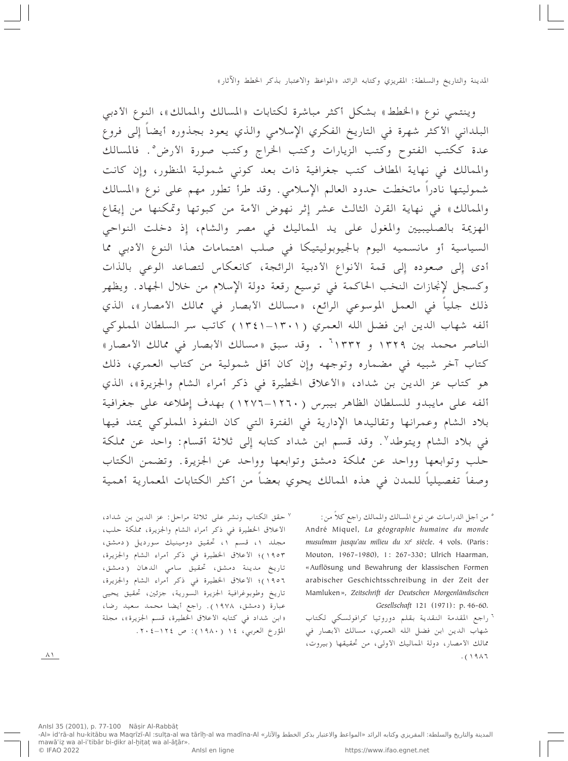وينتمي نوع «الخطط» بشكل أكثر مباشرة لكتابات «المسالك والممالك»، النوع الأدبي البلداني الأكثر شهرة في التاريخ الفكري الإسلامي والذي يعود بجذوره أيضاً إلى فروع عدة ككتب الفتوح وكتب الزيارات وكتب الخراج وكتب صورة الأرض[5]. فالمسالك والممالك في نهاية المطاف كتب جغرافية ذات بعد كوني شمولية المنظور، وإن كانت شموليتها نادراً ماتخطت حدود العالم الإسلامي. وقد طرأ تطور مهم على نوع «المسالك والممالك» في نهاية القرن الثالث عشر إثر نهوض الأمة من كبوتها وتمكنها من إيقاع الهزيمة بالصليبيين والمغول على يد المماليك في مصر والشام، إذ دخلت النواحي السياسية أو مانسميه اليوم بالجيوبوليتيكا في صلب اهتمامات هذا النوع الأدبي مما أدى إلى صعوده إلى قمة الأنواع الأدبية الرائجة، كانعكاس لتصاعد الوعي بالذات وكسجل لإنجازات النخب الحاكمة في توسيع رقعة دولة الإسلام من خلال الجهاد. ويظهر ذلك جلياً في العمل الموسوعي الرائع، «مسالك الأبصار في ممالك الأمصار»، الذي ألفه شهاب الدين ابن فضل الله العمري (١٣٠١-١٣٤١) كاتب سر السلطان المملوكي الناصر محمد بين ١٣٢٩ و ١٣٣٢[6]. وقد سبق «مسالك الأبصار في ممالك الأمصار» كتاب آخر شبيه في مضماره وتوجهه وإن كان أقل شمولية من كتاب العمري، ذلك هو كتاب عز الدين بن شداد، «الأعلاق الخطيرة في ذكر أمراء الشام والجزيرة»، الذي ألفه على مايبدو للسلطان الظاهر بيبرس (١٢٦٠-١٢٧٦) بهدف إطلاعه على جغرافية بلاد الشام وعمرانها وتقاليدها الإدارية في الفترة التي كان النفوذ المملوكي يمتد فيها في بلاد الشام ويتوطد[7]. وقد قسم ابن شداد كتابه إلى ثلاثة أقسام: واحد عن مملكة حلب وتوابعها وواحد عن مملكة دمشق وتوابعها وواحد عن الجزيرة. وتضمن الكتاب وصفاً تفصيلياً للمدن في هذه الممالك يحوي بعضاً من أكثر الكتابات المعمارية أهمية

[5] من أجل الدراسات عن نوع المسالك والممالك راجع كلاً من: André Miquel, *La géographie humaine du monde musulman jusqu'au milieu du XIe siècle*. 4 vols. (Paris: Mouton, 1967-1980), 1: 267-330; Ulrich Haarman, «Auflösung und Bewahrung der klassischen Formen arabischer Geschichtsschreibung in der Zeit der Mamluken», *Zeitschrift der Deutschen Morgenländischen Gesellschaft* 121 (1971): p. 46-60.

[6] راجع المقدمة النقدية بقلم دوروتيا كرافولسكي لكتاب شهاب الدين ابن فضل الله العمري، مسالك الابصار في ممالك الأمصار، دولة المماليك الأولى، من تحقيقها (بيروت، ١٩٨٦).

[7] حقق الكتاب ونشر على ثلاثة مراحل: عز الدين بن شداد، الأعلاق الخطيرة في ذكر أمراء الشام والجزيرة، مملكة حلب، مجلد ١، قسم ١، تحقيق دومينيك سورديل (دمشق، ١٩٥٣)؛ الاعلاق الخطيرة في ذكر أمراء الشام والجزيرة، تاريخ مدينة دمشق، تحقيق سامي الدهان (دمشق، ١٩٥٦)؛ الأعلاق الخطيرة في ذكر أمراء الشام والجزيرة، تاريخ وطوبوغرافية الجزيرة السورية، جزئين، تحقيق يحيى عبارة (دمشق، ١٩٧٨). راجع أيضا محمد سعيد رضا، «ابن شداد في كتابه الاعلاق الخطيرة، قسم الجزيرة»، مجلة المؤرخ العربي، ١٤ (١٩٨٠): ص ١٢٤-٢٠٤.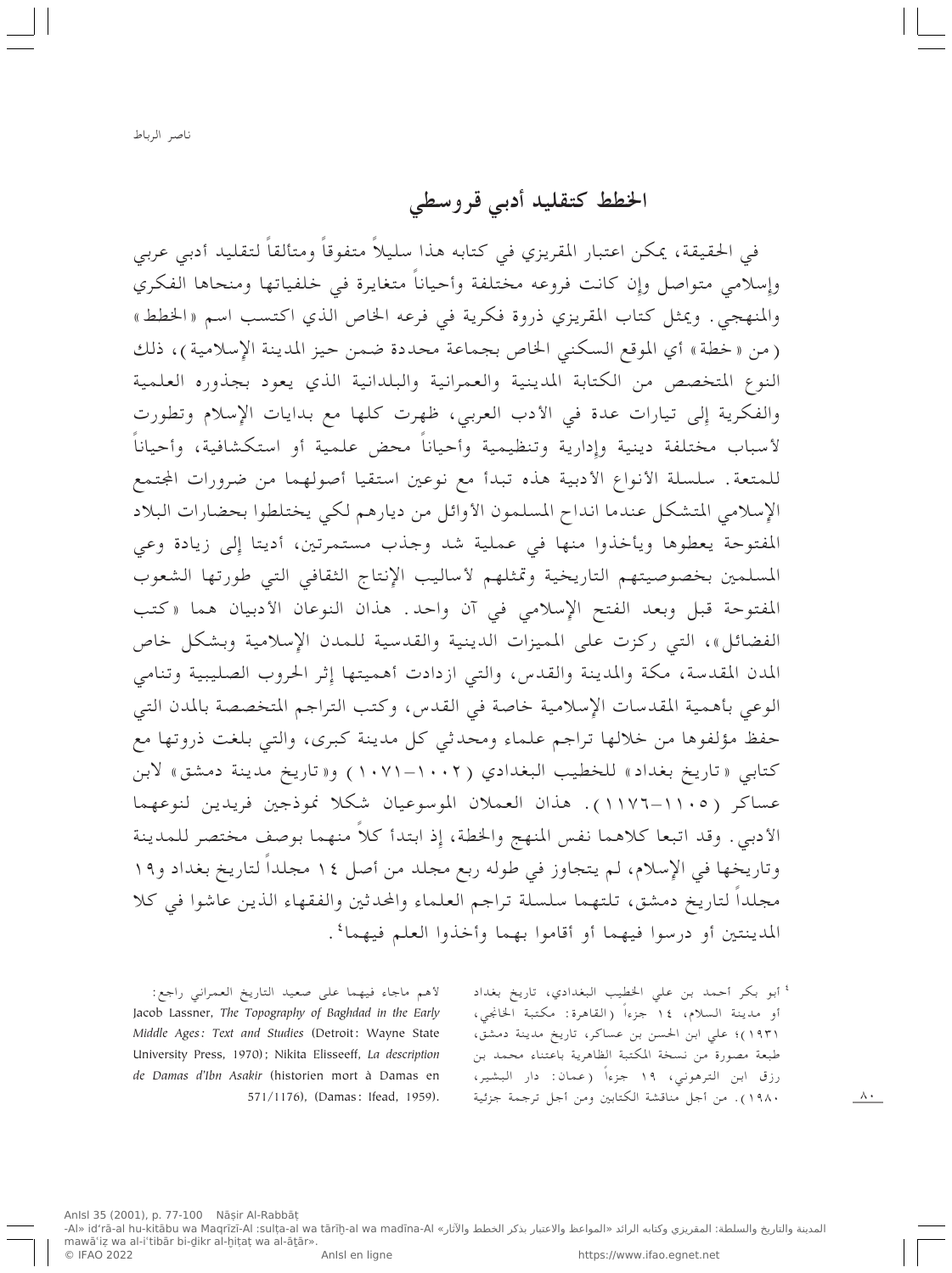## الخطط كتقليد أدبي قروسطي

في الحقيقة، يمكن اعتبار المقريزي في كتابه هذا سليلاً متفوقاً ومتألقاً لتقليد أدبي عربي وإسلامي متواصل وإن كانت فروعه مختلفة وأحياناً متغايرة في خلفياتها ومنحاها الفكري والمنهجي. ويمثل كتاب المقريزي ذروة فكرية في فرعه الخاص الذي اكتسب اسم «الخطط» (من «خطة» أي الموقع السكني الخاص بجماعة محددة ضمن حيز المدينة الإسلامية)، ذلك النوع المتخصص من الكتابة المدينية والعمرانية والبلدانية الذي يعود بجذوره العلمية والفكرية إلى تيارات عدة في الأدب العربي، ظهرت كلها مع بدايات الإسلام وتطورت لأسباب مختلفة دينية وإدارية وتنظيمية وأحياناً محض علمية أو استكشافية، وأحياناً للمتعة. سلسلة الأنواع الأدبية هذه تبدأ مع نوعين استقيا أصولهما من ضرورات المجتمع الإسلامي المتشكل عندما انداح المسلمون الأوائل من ديارهم لكي يختلطوا بحضارات البلاد المفتوحة يعطوها ويأخذوا منها في عملية شد وجذب مستمرتين، أديتا إلى زيادة وعي المسلمين بخصوصيتهم التاريخية وتمثلهم لأساليب الإنتاج الثقافي التي طورتها الشعوب المفتوحة قبل وبعد الفتح الإسلامي في آن واحد. هذان النوعان الأدبيان هما «كتب الفضائل»، التي ركزت على المميزات الدينية والقدسية للمدن الإسلامية وبشكل خاص المدن المقدسة، مكة والمدينة والقدس، والتي ازدادت أهميتها إثر الحروب الصليبية وتنامي الوعي بأهمية المقدسات الإسلامية خاصة في القدس، وكتب التراجم المتخصصة بالمدن التي حفظ مؤلفوها من خلالها تراجم علماء ومحدثي كل مدينة كبرى، والتي بلغت ذروتها مع كتابي «تاريخ بغداد» للخطيب البغدادي (١٠٠٢–١٠٧١) و«تاريخ مدينة دمشق» لابن عساكر (١١٠٥–١١٧٦). هذان العملان الموسوعيان شكلا نموذجين فريدين لنوعهما الأدبي. وقد اتبعا كلاهما نفس المنهج والخطة، إذ ابتدأ كلاً منهما بوصف مختصر للمدينة وتاريخها في الإسلام، لم يتجاوز في طوله ربع مجلد من أصل ١٤ مجلداً لتاريخ بغداد و١٩ مجلداً لتاريخ دمشق، تلتهما سلسلة تراجم العلماء والمحدثين والفقهاء الذين عاشوا في كلا المدينتين أو درسوا فيهما أو أقاموا بهما وأخذوا العلم فيهما[٤].

---

[٤] أبو بكر أحمد بن علي الخطيب البغدادي، تاريخ بغداد أو مدينة السلام، ١٤ جزءاً (القاهرة: مكتبة الخانجي، ١٩٣١)؛ علي ابن الحسن بن عساكر، تاريخ مدينة دمشق، طبعة مصورة من نسخة المكتبة الظاهرية باعتناء محمد بن رزق ابن الترهوني، ١٩ جزءاً (عمان: دار البشير، ١٩٨٠). من أجل مناقشة الكتابين ومن أجل ترجمة جزئية لأهم ماجاء فيهما على صعيد التاريخ العمراني راجع: Jacob Lassner, *The Topography of Baghdad in the Early Middle Ages: Text and Studies* (Detroit: Wayne State University Press, 1970); Nikita Elisseeff, *La description de Damas d'Ibn Asakir* (historien mort à Damas en 571/1176), (Damas: Ifead, 1959).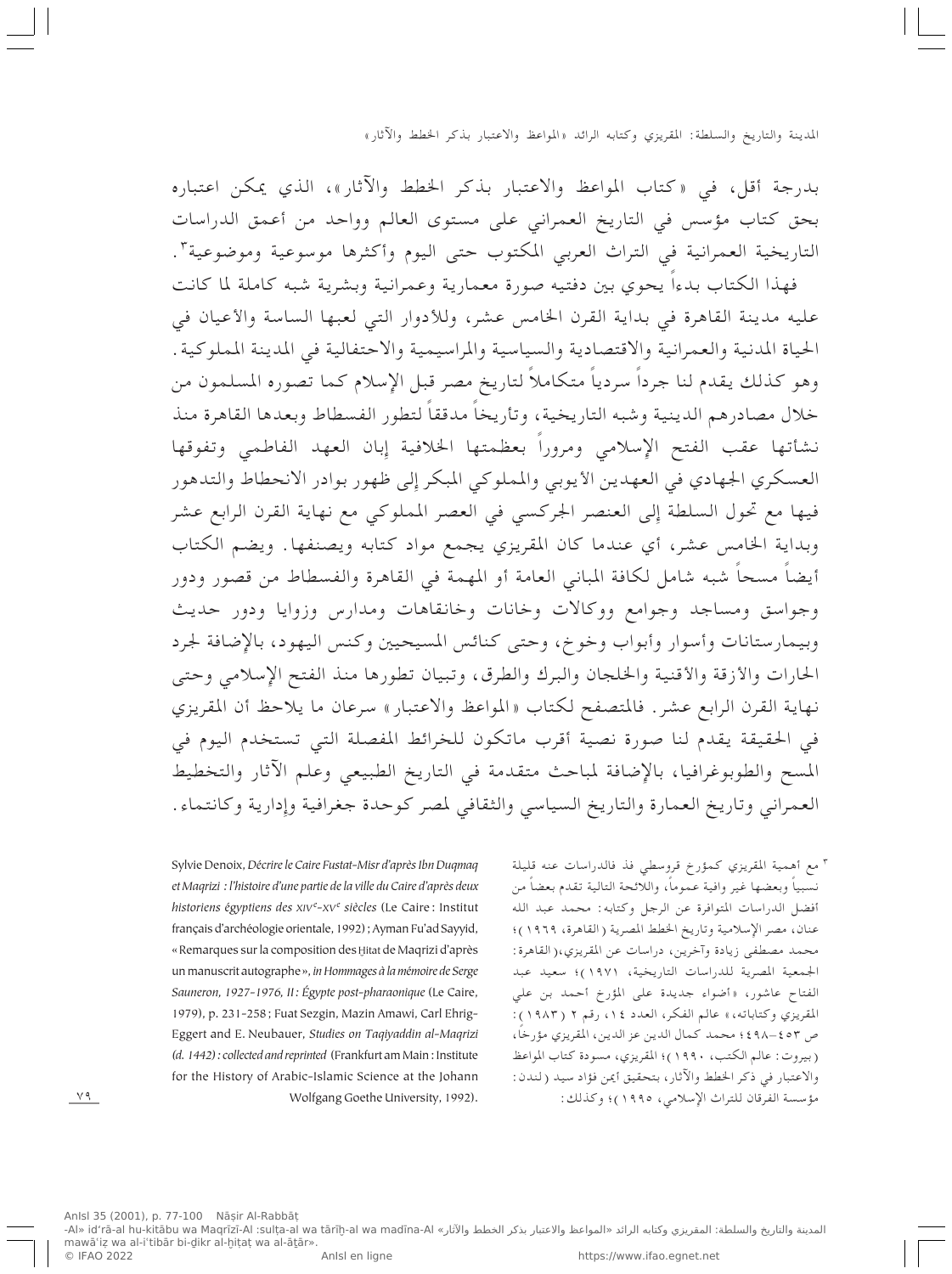بدرجة أقل، في «كتاب المواعظ والاعتبار بذكر الخطط والآثار»، الذي يمكن اعتباره بحق كتاب مؤسس في التاريخ العمراني على مستوى العالم وواحد من أعمق الدراسات التاريخية العمرانية في التراث العربي المكتوب حتى اليوم وأكثرها موسوعية وموضوعية[3].

فهذا الكتاب بدءاً يحوي بين دفتيه صورة معمارية وعمرانية وبشرية شبه كاملة لما كانت عليه مدينة القاهرة في بداية القرن الخامس عشر، وللأدوار التي لعبها الساسة والأعيان في الحياة المدنية والعمرانية والاقتصادية والسياسية والمراسيمية والاحتفالية في المدينة المملوكية. وهو كذلك يقدم لنا جرداً سردياً متكاملاً لتاريخ مصر قبل الإسلام كما تصوره المسلمون من خلال مصادرهم الدينية وشبه التاريخية، وتأريخاً مدققاً لتطور الفسطاط وبعدها القاهرة منذ نشأتها عقب الفتح الإسلامي ومروراً بعظمتها الخلافية إبان العهد الفاطمي وتفوقها العسكري الجهادي في العهدين الأيوبي والمملوكي المبكر إلى ظهور بوادر الانحطاط والتدهور فيها مع تحول السلطة إلى العنصر الجركسي في العصر المملوكي مع نهاية القرن الرابع عشر وبداية الخامس عشر، أي عندما كان المقريزي يجمع مواد كتابه ويصنفها. ويضم الكتاب أيضاً مسحاً شبه شامل لكافة المباني العامة أو المهمة في القاهرة والفسطاط من قصور ودور وجواسق ومساجد وجوامع ووكالات وخانات وخانقاهات ومدارس وزوايا ودور حديث وبيمارستانات وأسوار وأبواب وخوخ، وحتى كنائس المسيحيين وكنس اليهود، بالإضافة لجرد الحارات والأزقة والأقنية والخلجان والبرك والطرق، وتبيان تطورها منذ الفتح الإسلامي وحتى نهاية القرن الرابع عشر. فالمتصفح لكتاب «المواعظ والاعتبار» سرعان ما يلاحظ أن المقريزي في الحقيقة يقدم لنا صورة نصية أقرب ماتكون للخرائط المفصلة التي تستخدم اليوم في المسح والطوبوغرافيا، بالإضافة لمباحث متقدمة في التاريخ الطبيعي وعلم الآثار والتخطيط العمراني وتاريخ العمارة والتاريخ السياسي والثقافي لمصر كوحدة جغرافية وإدارية وكانتماء.

[3] مع أهمية المقريزي كمؤرخ قروسطي فذ فالدراسات عنه قليلة نسبياً وبعضها غير وافية عموماً، واللائحة التالية تقدم بعضاً من أفضل الدراسات المتوافرة عن الرجل وكتابه: محمد عبد الله عنان، مصر الإسلامية وتاريخ الخطط المصرية (القاهرة، ١٩٦٩)؛ محمد مصطفى زيادة وآخرين، دراسات عن المقريزي،(القاهرة: الجمعية المصرية للدراسات التاريخية، ١٩٧١)؛ سعيد عبد الفتاح عاشور، «أضواء جديدة على المؤرخ أحمد بن علي المقريزي وكتاباته،» عالم الفكر، العدد ١٤، رقم ٢ (١٩٨٣): ص ٤٥٣–٤٩٨؛ محمد كمال الدين عز الدين، المقريزي مؤرخاً، (بيروت: عالم الكتب، ١٩٩٠)؛ المقريزي، مسودة كتاب المواعظ والاعتبار في ذكر الخطط والآثار، بتحقيق أيمن فؤاد سيد (لندن: مؤسسة الفرقان للتراث الإسلامي، ١٩٩٥)؛ وكذلك: Sylvie Denoix, *Décrire le Caire Fustat-Misr d'après Ibn Duqmaq et Maqrizi : l'histoire d'une partie de la ville du Caire d'après deux historiens égyptiens des XIV^e-XV^e siècles* (Le Caire : Institut français d'archéologie orientale, 1992) ; Ayman Fu'ad Sayyid, « Remarques sur la composition des Ḫitat de Maqrizi d'après un manuscrit autographe », *in Hommages à la mémoire de Serge Sauneron, 1927-1976, II : Égypte post-pharaonique* (Le Caire, 1979), p. 231-258 ; Fuat Sezgin, Mazin Amawi, Carl Ehrig-Eggert and E. Neubauer, *Studies on Taqiyaddin al-Maqrizi (d. 1442) : collected and reprinted* (Frankfurt am Main : Institute for the History of Arabic-Islamic Science at the Johann Wolfgang Goethe University, 1992).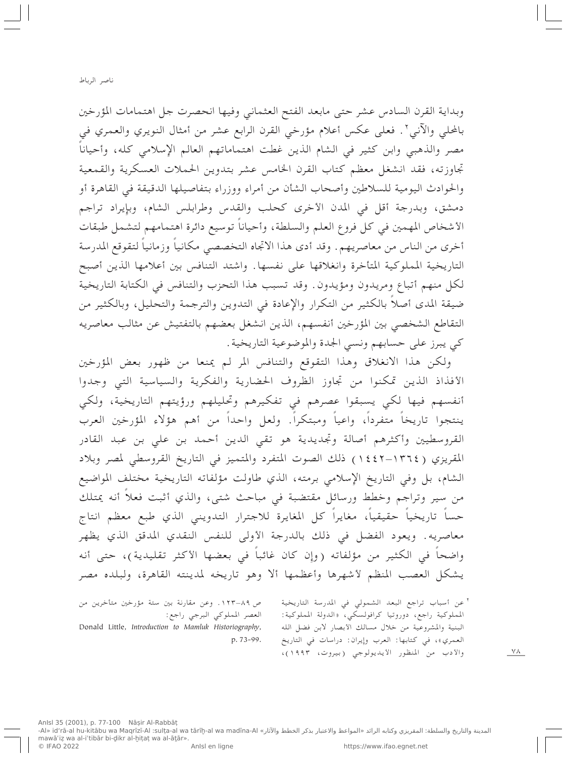وبداية القرن السادس عشر حتى مابعد الفتح العثماني وفيها انحصرت جل اهتمامات المؤرخين بالمحلي والآني[٢]. فعلى عكس أعلام مؤرخي القرن الرابع عشر من أمثال النويري والعمري في مصر والذهبي وابن كثير في الشام الذين غطت اهتماماتهم العالم الإسلامي كله، وأحياناً تجاوزته، فقد انشغل معظم كتاب القرن الخامس عشر بتدوين الحملات العسكرية والقمعية والحوادث اليومية للسلاطين وأصحاب الشأن من أمراء ووزراء بتفاصيلها الدقيقة في القاهرة أو دمشق، وبدرجة أقل في المدن الأخرى كحلب والقدس وطرابلس الشام، وبإيراد تراجم الأشخاص المهمين في كل فروع العلم والسلطة، وأحياناً توسيع دائرة اهتمامهم لتشمل طبقات أخرى من الناس من معاصريهم. وقد أدى هذا الاتجاه التخصصي مكانياً وزمانياً لتقوقع المدرسة التاريخية المملوكية المتأخرة وانغلاقها على نفسها. واشتد التنافس بين أعلامها الذين أصبح لكل منهم أتباع ومريدون ومؤيدون. وقد تسبب هذا التحزب والتنافس في الكتابة التاريخية ضيقة المدى أصلاً بالكثير من التكرار والإعادة في التدوين والترجمة والتحليل، وبالكثير من التقاطع الشخصي بين المؤرخين أنفسهم، الذين انشغل بعضهم بالتفتيش عن مثالب معاصريه كي يبرز على حسابهم ونسي الجدة والموضوعية التاريخية.

ولكن هذا الانغلاق وهذا التقوقع والتنافس المر لم يمنعا من ظهور بعض المؤرخين الأفذاذ الذين تمكنوا من تجاوز الظروف الحضارية والفكرية والسياسية التي وجدوا أنفسهم فيها لكي يسبقوا عصرهم في تفكيرهم وتحليلهم ورؤيتهم التاريخية، ولكي ينتجوا تاريخاً متفرداً، واعياً ومبتكراً. ولعل واحداً من أهم هؤلاء المؤرخين العرب القروسطيين وأكثرهم أصالة وتجديدية هو تقي الدين أحمد بن علي بن عبد القادر المقريزي (١٣٦٤–١٤٤٢) ذلك الصوت المتفرد والمتميز في التاريخ القروسطي لمصر وبلاد الشام، بل وفي التاريخ الإسلامي برمته، الذي طاولت مؤلفاته التاريخية مختلف المواضيع من سير وتراجم وخطط ورسائل مقتضبة في مباحث شتى، والذي أثبت فعلاً أنه يمتلك حساً تاريخياً حقيقياً، مغايراً كل المغايرة للاجترار التدويني الذي طبع معظم انتاج معاصريه. ويعود الفضل في ذلك بالدرجة الأولى للنفس النقدي المدقق الذي يظهر واضحاً في الكثير من مؤلفاته (وإن كان غائباً في بعضها الأكثر تقليدية)، حتى أنه يشكل العصب المنظم لأشهرها وأعظمها ألا وهو تاريخه لمدينته القاهرة، ولبلده مصر

---

[٢] عن أسباب تراجع البعد الشمولي في المدرسة التاريخية المملوكية راجع، دوروتيا كرافولسكي، «الدولة المملوكية: البنية والمشروعية من خلال مسالك الأبصار لابن فضل الله العمري»، في كتابها: العرب وإيران: دراسات في التاريخ والأدب من المنظور الأيديولوجي (بيروت، ١٩٩٣)، ص ٨٩–١٢٣. وعن مقارنة بين ستة مؤرخين متأخرين من العصر المملوكي البرجي راجع: Donald Little, *Introduction to Mamluk Historiography*, p. 73-99.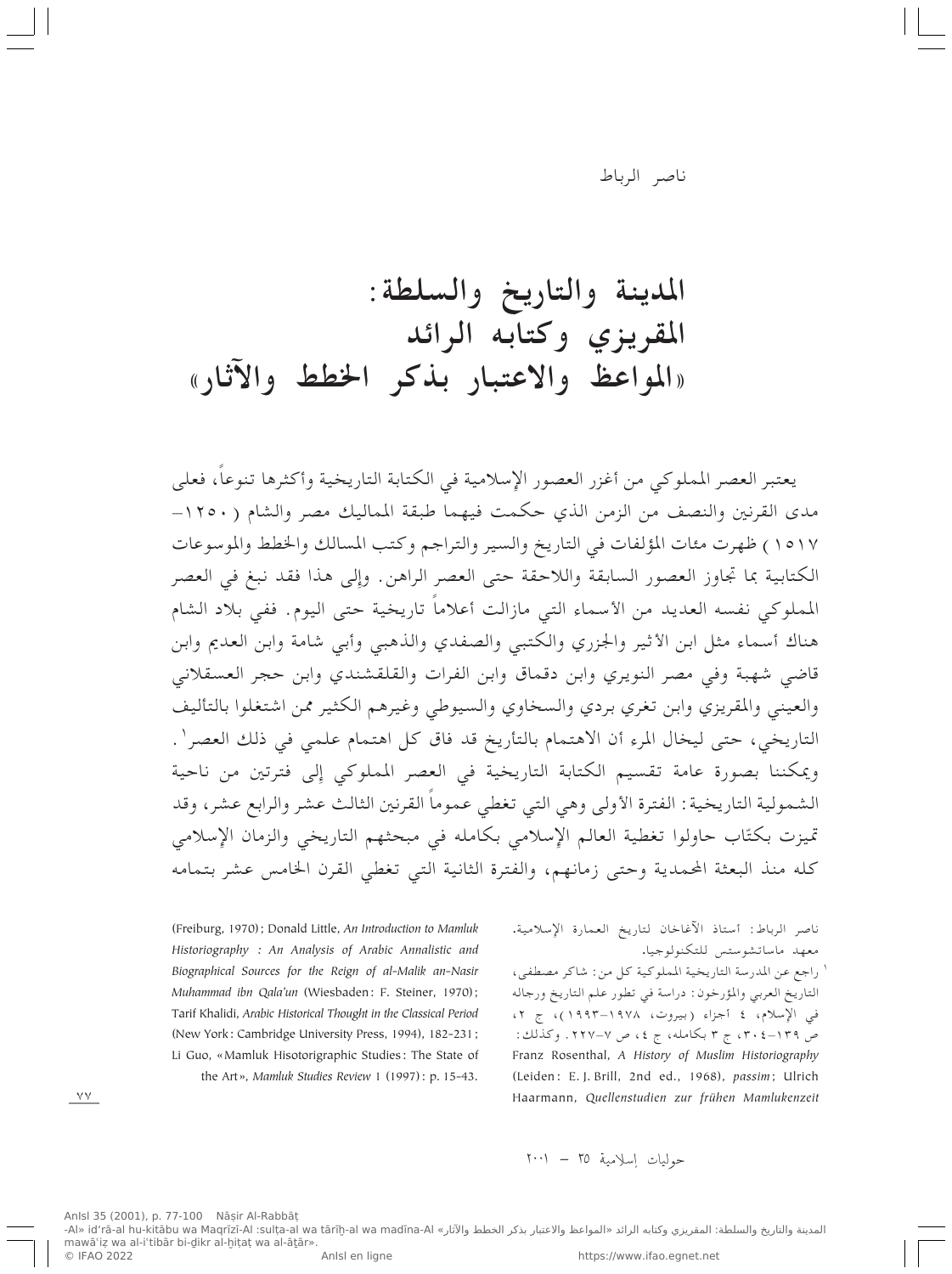ناصر الرباط

# المدينة والتاريخ والسلطة: المقريزي وكتابه الرائد «المواعظ والاعتبار بذكر الخطط والآثار»

يعتبر العصر المملوكي من أغزر العصور الإسلامية في الكتابة التاريخية وأكثرها تنوعاً، فعلى مدى القرنين والنصف من الزمن الذي حكمت فيهما طبقة المماليك مصر والشام (١٢٥٠–١٥١٧) ظهرت مئات المؤلفات في التاريخ والسير والتراجم وكتب المسالك والخطط والموسوعات الكتابية بما تجاوز العصور السابقة واللاحقة حتى العصر الراهن. وإلى هذا فقد نبغ في العصر المملوكي نفسه العديد من الأسماء التي مازالت أعلاماً تاريخية حتى اليوم. ففي بلاد الشام هناك أسماء مثل ابن الأثير والجزري والكتبي والصفدي والذهبي وأبي شامة وابن العديم وابن قاضي شهبة وفي مصر النويري وابن دقماق وابن الفرات والقلقشندي وابن حجر العسقلاني والعيني والمقريزي وابن تغري بردي والسخاوي والسيوطي وغيرهم الكثير ممن اشتغلوا بالتأليف التاريخي، حتى ليخال المرء أن الاهتمام بالتأريخ قد فاق كل اهتمام علمي في ذلك العصر[1]. ويمكننا بصورة عامة تقسيم الكتابة التاريخية في العصر المملوكي إلى فترتين من ناحية الشمولية التاريخية: الفترة الأولى وهي التي تغطي عموماً القرنين الثالث عشر والرابع عشر، وقد تميزت بكتّاب حاولوا تغطية العالم الإسلامي بكامله في مبحثهم التاريخي والزمان الإسلامي كله منذ البعثة المحمدية وحتى زمانهم، والفترة الثانية التي تغطي القرن الخامس عشر بتمامه

ناصر الرباط: أستاذ الآغاخان لتاريخ العمارة الإسلامية، معهد ماساتشوستس للتكنولوجيا.

[1] راجع عن المدرسة التاريخية المملوكية كل من: شاكر مصطفى، التاريخ العربي والمؤرخون: دراسة في تطور علم التاريخ ورجاله في الإسلام، ٤ أجزاء (بيروت، ١٩٧٨–١٩٩٣)، ج ٢، ص ١٣٩–٣٠٤، ج ٣ بكامله، ج ٤، ص ٧–٢٢٧. وكذلك: Franz Rosenthal, *A History of Muslim Historiography* (Leiden: E. J. Brill, 2nd ed., 1968), *passim*; Ulrich Haarmann, *Quellenstudien zur frühen Mamlukenzeit* (Freiburg, 1970); Donald Little, *An Introduction to Mamluk Historiography : An Analysis of Arabic Annalistic and Biographical Sources for the Reign of al-Malik an-Nasir Muhammad ibn Qala'un* (Wiesbaden: F. Steiner, 1970); Tarif Khalidi, *Arabic Historical Thought in the Classical Period* (New York: Cambridge University Press, 1994), 182-231; Li Guo, «Mamluk Hisotorigraphic Studies: The State of the Art», *Mamluk Studies Review* 1 (1997): p. 15-43.